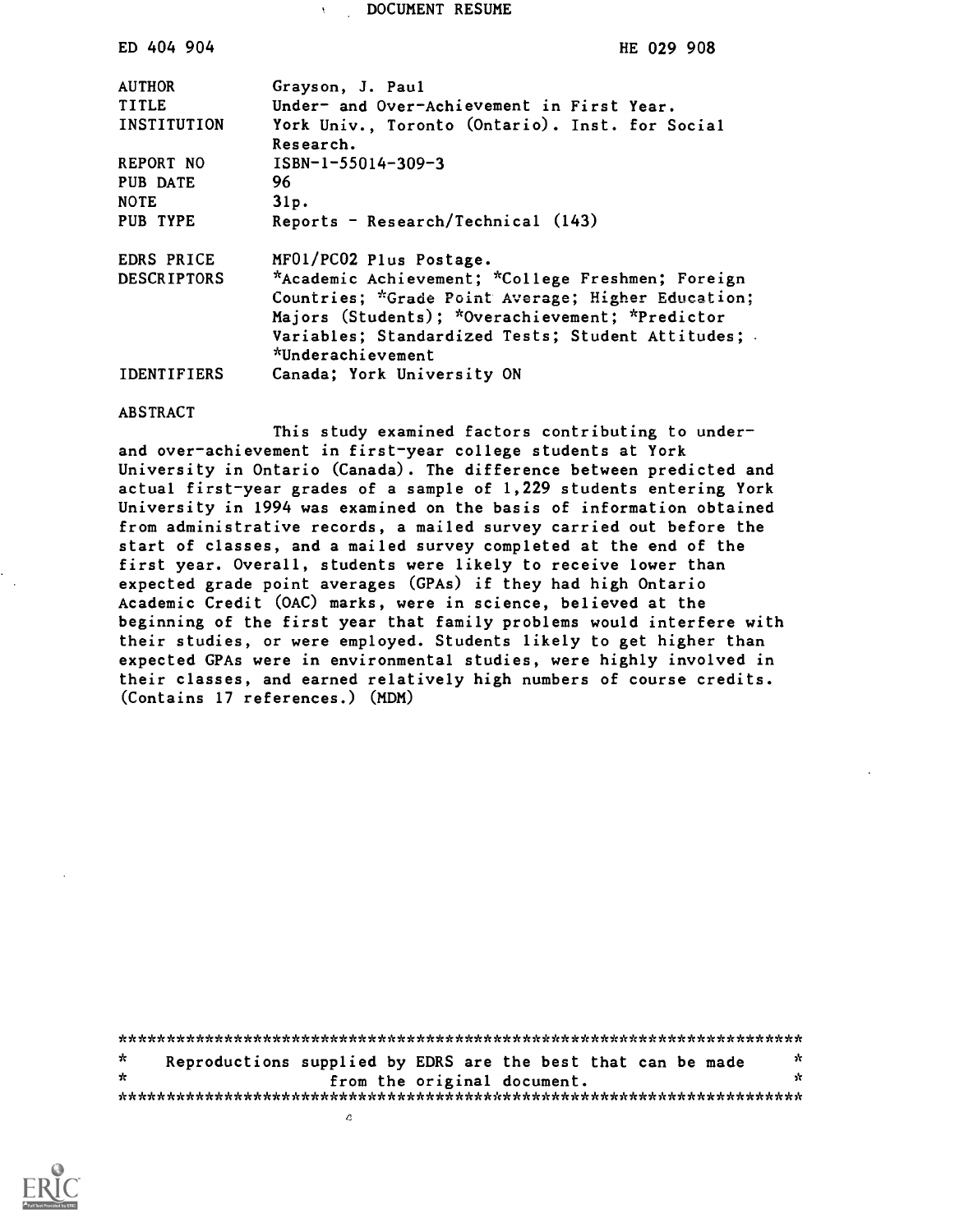# DOCUMENT RESUME

ED 404 904 HE 029 908

| | |
|---|---|
| AUTHOR | Grayson, J. Paul |
| TITLE | Under- and Over-Achievement in First Year. |
| INSTITUTION | York Univ., Toronto (Ontario). Inst. for Social Research. |
| REPORT NO | ISBN-1-55014-309-3 |
| PUB DATE | 96 |
| NOTE | 31p. |
| PUB TYPE | Reports - Research/Technical (143) |
| EDRS PRICE | MF01/PC02 Plus Postage. |
| DESCRIPTORS | *Academic Achievement; *College Freshmen; Foreign Countries; *Grade Point Average; Higher Education; Majors (Students); *Overachievement; *Predictor Variables; Standardized Tests; Student Attitudes; *Underachievement |
| IDENTIFIERS | Canada; York University ON |

## ABSTRACT

This study examined factors contributing to under- and over-achievement in first-year college students at York University in Ontario (Canada). The difference between predicted and actual first-year grades of a sample of 1,229 students entering York University in 1994 was examined on the basis of information obtained from administrative records, a mailed survey carried out before the start of classes, and a mailed survey completed at the end of the first year. Overall, students were likely to receive lower than expected grade point averages (GPAs) if they had high Ontario Academic Credit (OAC) marks, were in science, believed at the beginning of the first year that family problems would interfere with their studies, or were employed. Students likely to get higher than expected GPAs were in environmental studies, were highly involved in their classes, and earned relatively high numbers of course credits. (Contains 17 references.) (MDM)

***********************************************************************

* Reproductions supplied by EDRS are the best that can be made from the original document. *

***********************************************************************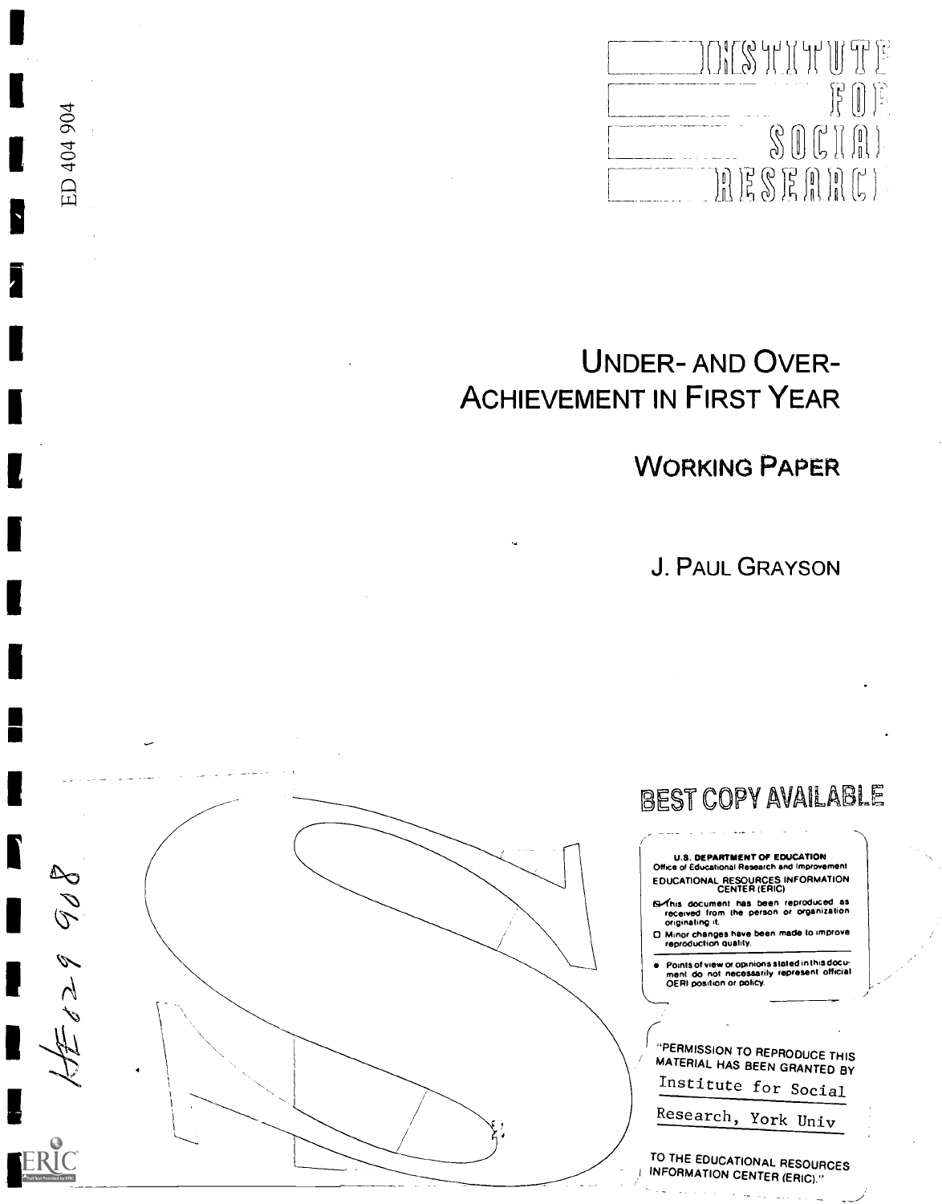ED 404 904

INSTITUTE FOR SOCIAL RESEARCH

# UNDER- AND OVER-ACHIEVEMENT IN FIRST YEAR

## WORKING PAPER

J. PAUL GRAYSON

HE029 908

BEST COPY AVAILABLE

U.S. DEPARTMENT OF EDUCATION
Office of Educational Research and Improvement
EDUCATIONAL RESOURCES INFORMATION CENTER (ERIC)

- This document has been reproduced as received from the person or organization originating it.
- Minor changes have been made to improve reproduction quality.

- Points of view or opinions stated in this document do not necessarily represent official OERI position or policy.

"PERMISSION TO REPRODUCE THIS MATERIAL HAS BEEN GRANTED BY

Institute for Social Research, York Univ

TO THE EDUCATIONAL RESOURCES INFORMATION CENTER (ERIC)."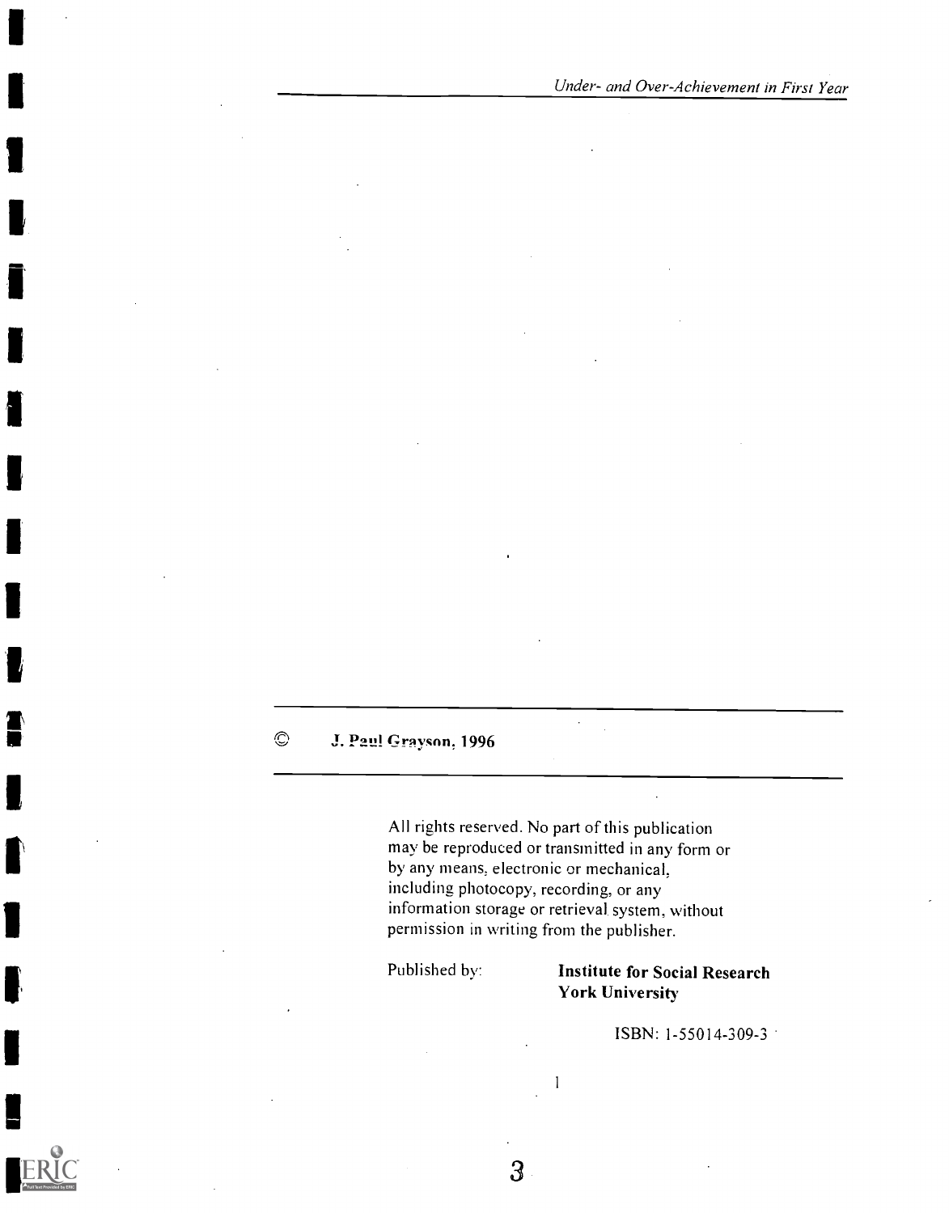© J. Paul Grayson, 1996

All rights reserved. No part of this publication may be reproduced or transmitted in any form or by any means, electronic or mechanical, including photocopy, recording, or any information storage or retrieval system, without permission in writing from the publisher.

Published by: **Institute for Social Research**
**York University**

ISBN: 1-55014-309-3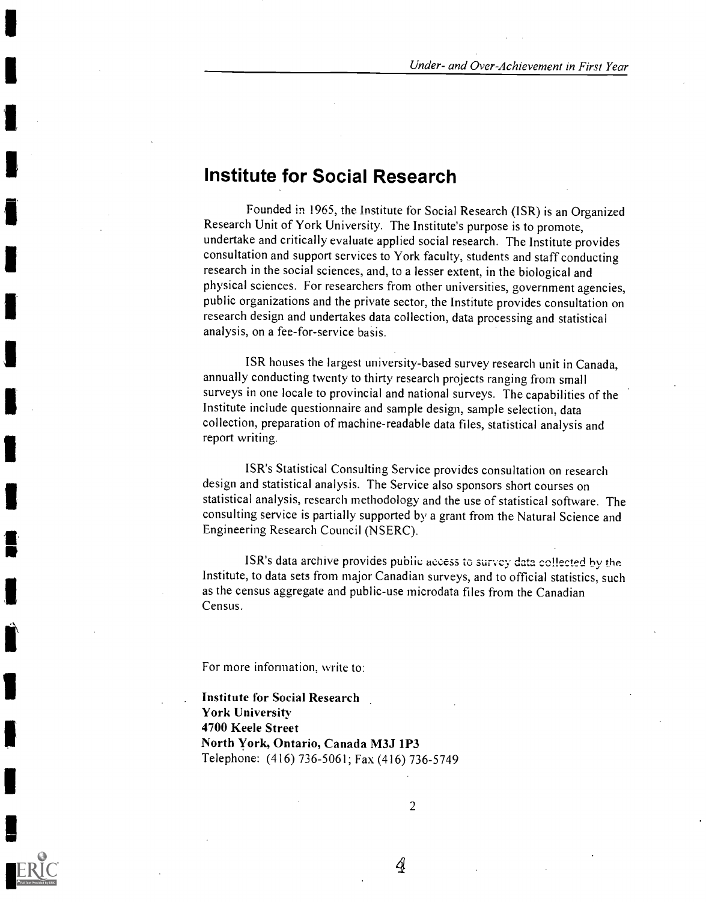# Institute for Social Research

Founded in 1965, the Institute for Social Research (ISR) is an Organized Research Unit of York University. The Institute's purpose is to promote, undertake and critically evaluate applied social research. The Institute provides consultation and support services to York faculty, students and staff conducting research in the social sciences, and, to a lesser extent, in the biological and physical sciences. For researchers from other universities, government agencies, public organizations and the private sector, the Institute provides consultation on research design and undertakes data collection, data processing and statistical analysis, on a fee-for-service basis.

ISR houses the largest university-based survey research unit in Canada, annually conducting twenty to thirty research projects ranging from small surveys in one locale to provincial and national surveys. The capabilities of the Institute include questionnaire and sample design, sample selection, data collection, preparation of machine-readable data files, statistical analysis and report writing.

ISR's Statistical Consulting Service provides consultation on research design and statistical analysis. The Service also sponsors short courses on statistical analysis, research methodology and the use of statistical software. The consulting service is partially supported by a grant from the Natural Science and Engineering Research Council (NSERC).

ISR's data archive provides public access to survey data collected by the Institute, to data sets from major Canadian surveys, and to official statistics, such as the census aggregate and public-use microdata files from the Canadian Census.

For more information, write to:

**Institute for Social Research**
**York University**
**4700 Keele Street**
**North York, Ontario, Canada M3J 1P3**
Telephone: (416) 736-5061; Fax (416) 736-5749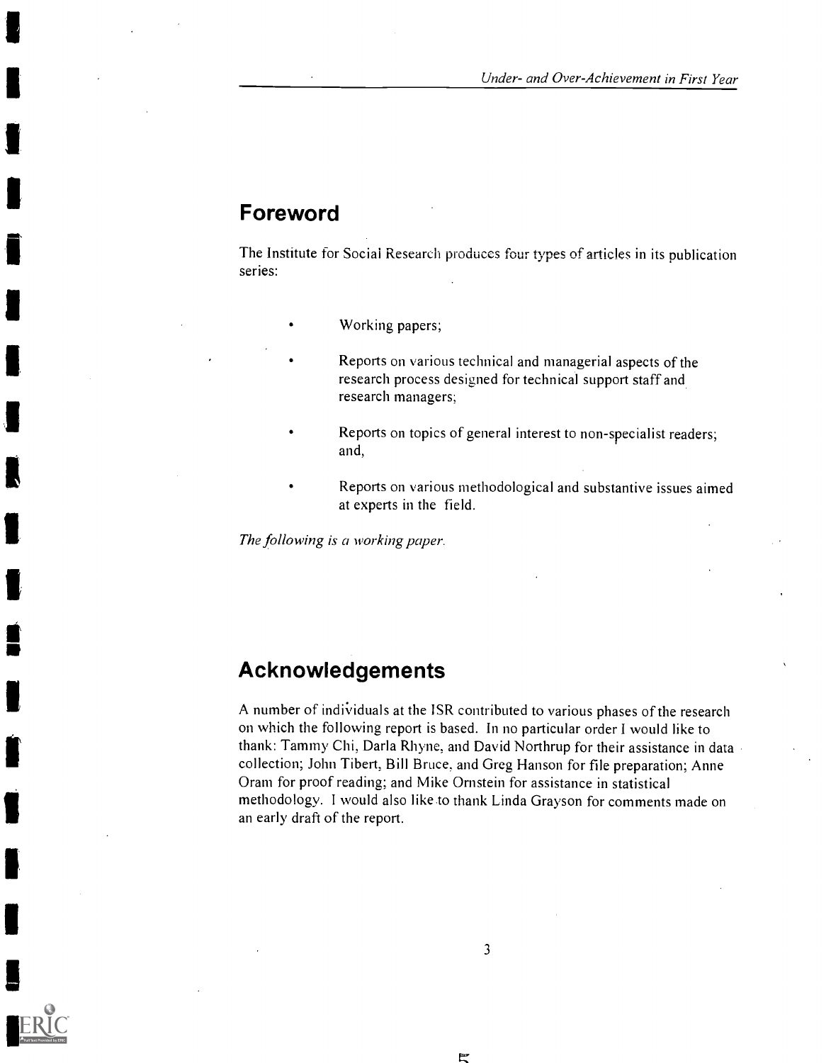## Foreword

The Institute for Social Research produces four types of articles in its publication series:

- Working papers;
- Reports on various technical and managerial aspects of the research process designed for technical support staff and research managers;
- Reports on topics of general interest to non-specialist readers; and,
- Reports on various methodological and substantive issues aimed at experts in the field.

*The following is a working paper.*

## Acknowledgements

A number of individuals at the ISR contributed to various phases of the research on which the following report is based. In no particular order I would like to thank: Tammy Chi, Darla Rhyne, and David Northrup for their assistance in data collection; John Tibert, Bill Bruce, and Greg Hanson for file preparation; Anne Oram for proof reading; and Mike Ornstein for assistance in statistical methodology. I would also like to thank Linda Grayson for comments made on an early draft of the report.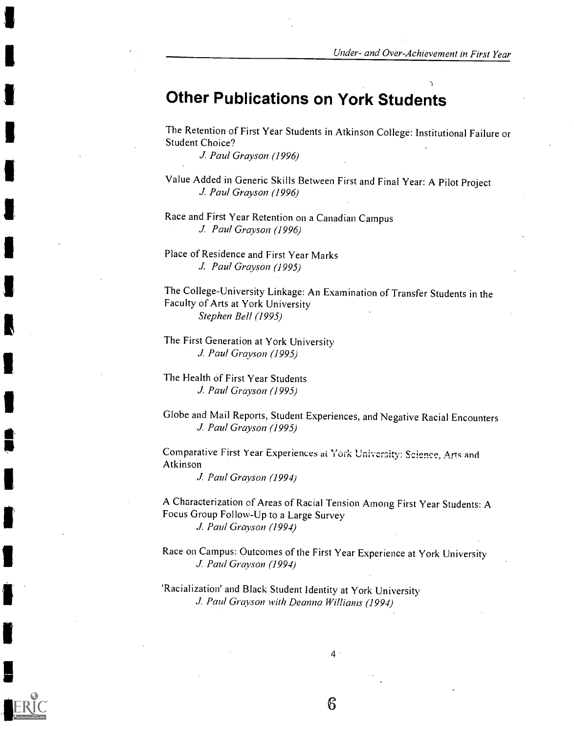# Other Publications on York Students

The Retention of First Year Students in Atkinson College: Institutional Failure or Student Choice?
*J. Paul Grayson (1996)*

Value Added in Generic Skills Between First and Final Year: A Pilot Project
*J. Paul Grayson (1996)*

Race and First Year Retention on a Canadian Campus
*J. Paul Grayson (1996)*

Place of Residence and First Year Marks
*J. Paul Grayson (1995)*

The College-University Linkage: An Examination of Transfer Students in the Faculty of Arts at York University
*Stephen Bell (1995)*

The First Generation at York University
*J. Paul Grayson (1995)*

The Health of First Year Students
*J. Paul Grayson (1995)*

Globe and Mail Reports, Student Experiences, and Negative Racial Encounters
*J. Paul Grayson (1995)*

Comparative First Year Experiences at York University: Science, Arts and Atkinson
*J. Paul Grayson (1994)*

A Characterization of Areas of Racial Tension Among First Year Students: A Focus Group Follow-Up to a Large Survey
*J. Paul Grayson (1994)*

Race on Campus: Outcomes of the First Year Experience at York University
*J. Paul Grayson (1994)*

'Racialization' and Black Student Identity at York University
*J. Paul Grayson with Deanna Williams (1994)*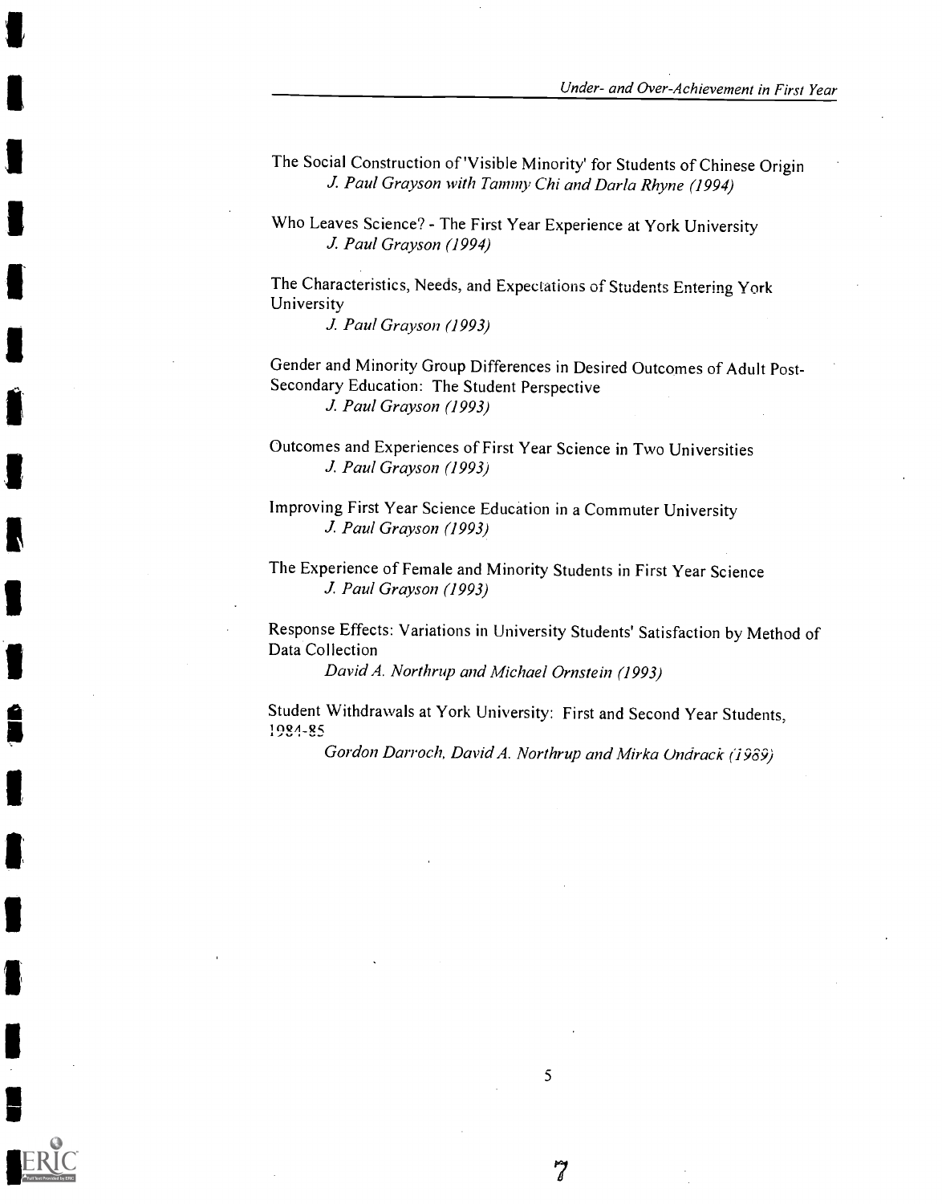The Social Construction of 'Visible Minority' for Students of Chinese Origin
*J. Paul Grayson with Tammy Chi and Darla Rhyne (1994)*

Who Leaves Science? - The First Year Experience at York University
*J. Paul Grayson (1994)*

The Characteristics, Needs, and Expectations of Students Entering York University
*J. Paul Grayson (1993)*

Gender and Minority Group Differences in Desired Outcomes of Adult Post-Secondary Education: The Student Perspective
*J. Paul Grayson (1993)*

Outcomes and Experiences of First Year Science in Two Universities
*J. Paul Grayson (1993)*

Improving First Year Science Education in a Commuter University
*J. Paul Grayson (1993)*

The Experience of Female and Minority Students in First Year Science
*J. Paul Grayson (1993)*

Response Effects: Variations in University Students' Satisfaction by Method of Data Collection
*David A. Northrup and Michael Ornstein (1993)*

Student Withdrawals at York University: First and Second Year Students, 1984-85
*Gordon Darroch, David A. Northrup and Mirka Ondrack (1989)*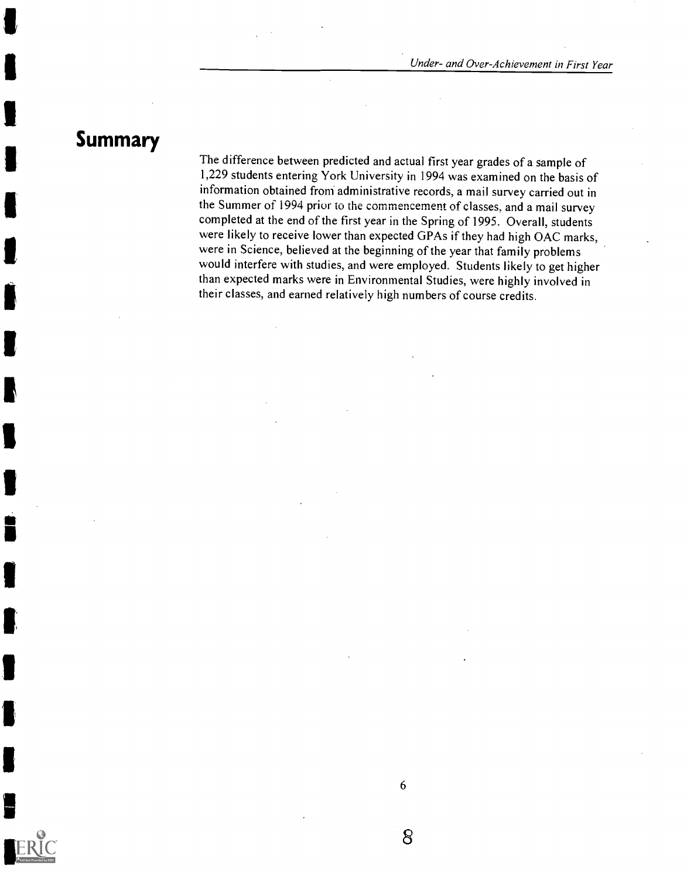# Summary

The difference between predicted and actual first year grades of a sample of 1,229 students entering York University in 1994 was examined on the basis of information obtained from administrative records, a mail survey carried out in the Summer of 1994 prior to the commencement of classes, and a mail survey completed at the end of the first year in the Spring of 1995. Overall, students were likely to receive lower than expected GPAs if they had high OAC marks, were in Science, believed at the beginning of the year that family problems would interfere with studies, and were employed. Students likely to get higher than expected marks were in Environmental Studies, were highly involved in their classes, and earned relatively high numbers of course credits.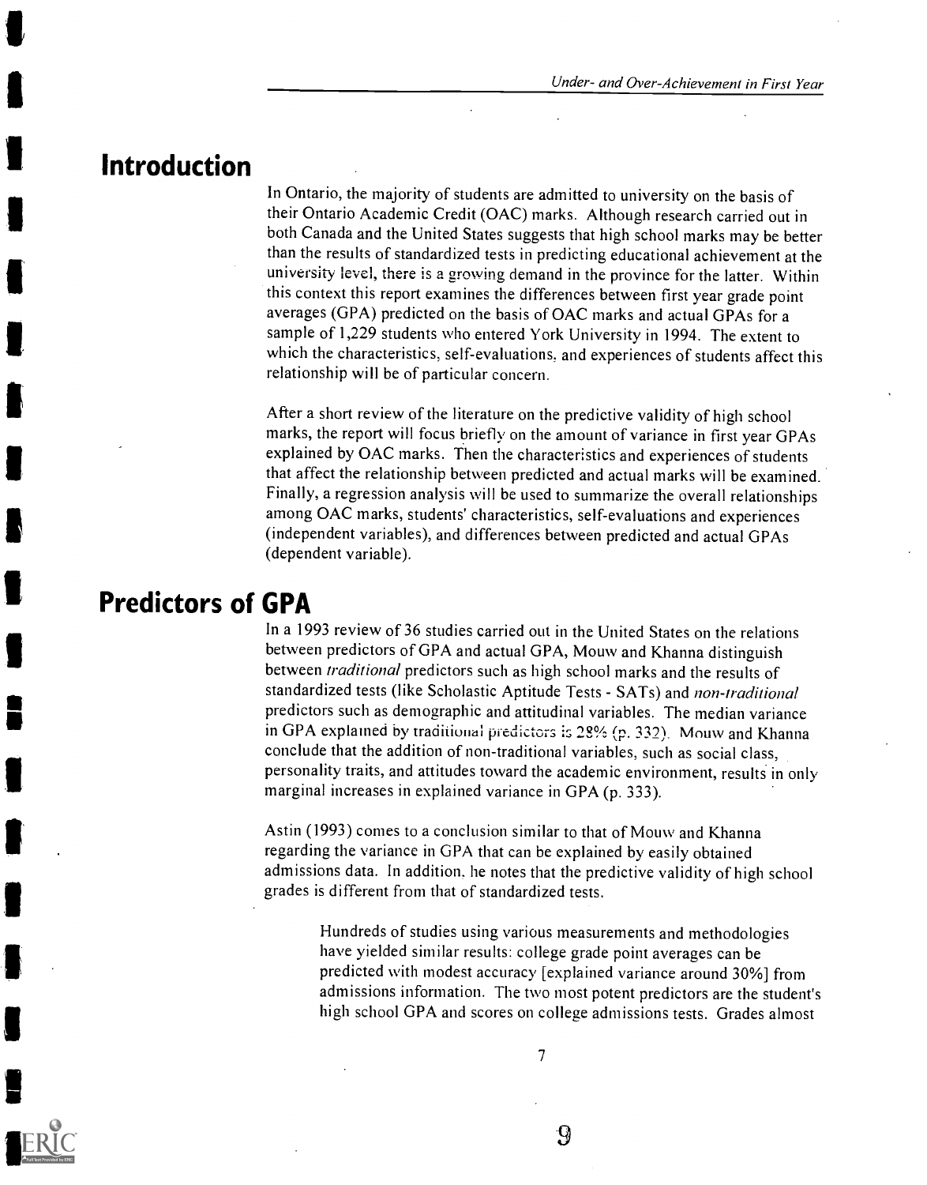## Introduction

In Ontario, the majority of students are admitted to university on the basis of their Ontario Academic Credit (OAC) marks. Although research carried out in both Canada and the United States suggests that high school marks may be better than the results of standardized tests in predicting educational achievement at the university level, there is a growing demand in the province for the latter. Within this context this report examines the differences between first year grade point averages (GPA) predicted on the basis of OAC marks and actual GPAs for a sample of 1,229 students who entered York University in 1994. The extent to which the characteristics, self-evaluations, and experiences of students affect this relationship will be of particular concern.

After a short review of the literature on the predictive validity of high school marks, the report will focus briefly on the amount of variance in first year GPAs explained by OAC marks. Then the characteristics and experiences of students that affect the relationship between predicted and actual marks will be examined. Finally, a regression analysis will be used to summarize the overall relationships among OAC marks, students' characteristics, self-evaluations and experiences (independent variables), and differences between predicted and actual GPAs (dependent variable).

## Predictors of GPA

In a 1993 review of 36 studies carried out in the United States on the relations between predictors of GPA and actual GPA, Mouw and Khanna distinguish between *traditional* predictors such as high school marks and the results of standardized tests (like Scholastic Aptitude Tests - SATs) and *non-traditional* predictors such as demographic and attitudinal variables. The median variance in GPA explained by traditional predictors is 28% (p. 332). Mouw and Khanna conclude that the addition of non-traditional variables, such as social class, personality traits, and attitudes toward the academic environment, results in only marginal increases in explained variance in GPA (p. 333).

Astin (1993) comes to a conclusion similar to that of Mouw and Khanna regarding the variance in GPA that can be explained by easily obtained admissions data. In addition, he notes that the predictive validity of high school grades is different from that of standardized tests.

> Hundreds of studies using various measurements and methodologies have yielded similar results: college grade point averages can be predicted with modest accuracy [explained variance around 30%] from admissions information. The two most potent predictors are the student's high school GPA and scores on college admissions tests. Grades almost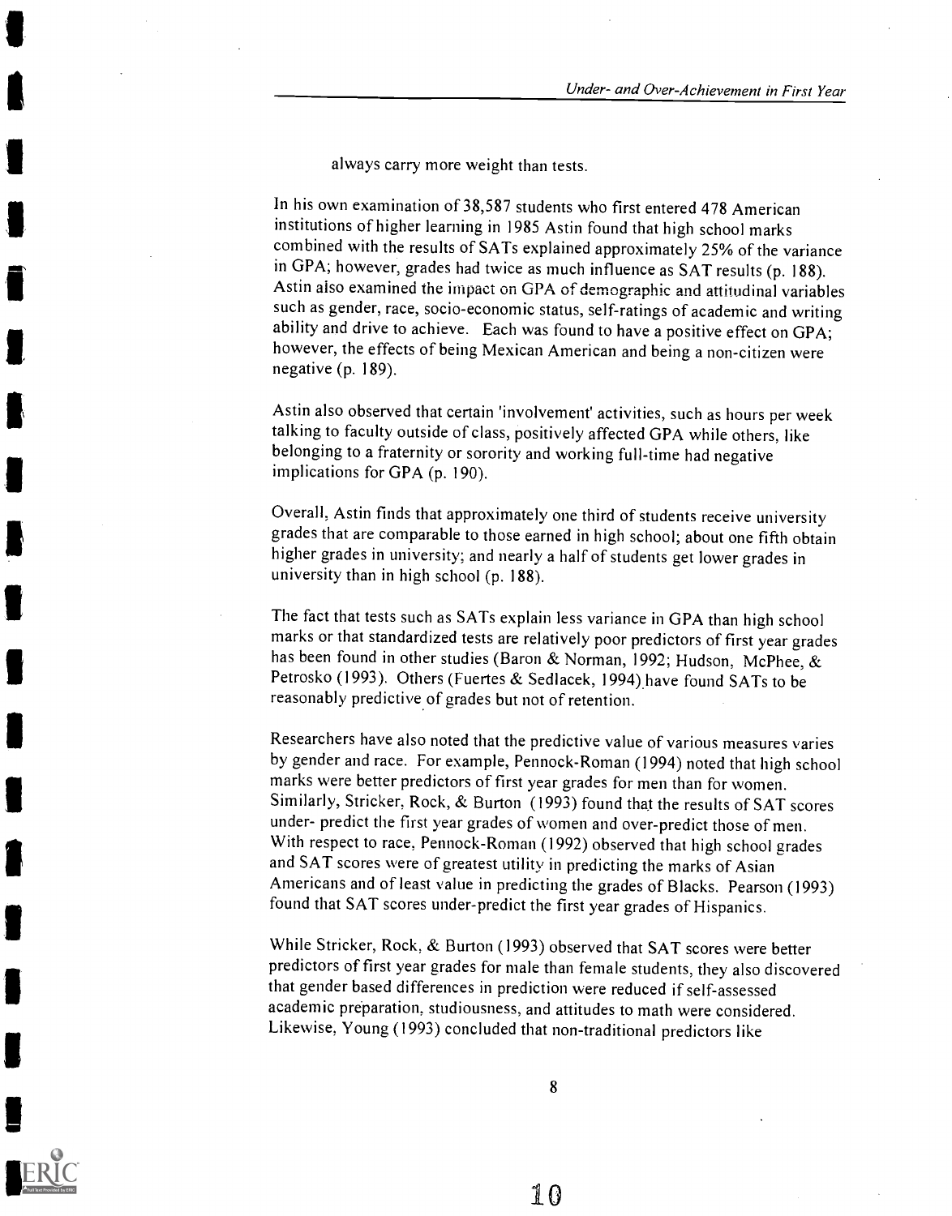always carry more weight than tests.

In his own examination of 38,587 students who first entered 478 American institutions of higher learning in 1985 Astin found that high school marks combined with the results of SATs explained approximately 25% of the variance in GPA; however, grades had twice as much influence as SAT results (p. 188). Astin also examined the impact on GPA of demographic and attitudinal variables such as gender, race, socio-economic status, self-ratings of academic and writing ability and drive to achieve. Each was found to have a positive effect on GPA; however, the effects of being Mexican American and being a non-citizen were negative (p. 189).

Astin also observed that certain 'involvement' activities, such as hours per week talking to faculty outside of class, positively affected GPA while others, like belonging to a fraternity or sorority and working full-time had negative implications for GPA (p. 190).

Overall, Astin finds that approximately one third of students receive university grades that are comparable to those earned in high school; about one fifth obtain higher grades in university; and nearly a half of students get lower grades in university than in high school (p. 188).

The fact that tests such as SATs explain less variance in GPA than high school marks or that standardized tests are relatively poor predictors of first year grades has been found in other studies (Baron & Norman, 1992; Hudson, McPhee, & Petrosko (1993). Others (Fuertes & Sedlacek, 1994) have found SATs to be reasonably predictive of grades but not of retention.

Researchers have also noted that the predictive value of various measures varies by gender and race. For example, Pennock-Roman (1994) noted that high school marks were better predictors of first year grades for men than for women. Similarly, Stricker, Rock, & Burton (1993) found that the results of SAT scores under- predict the first year grades of women and over-predict those of men. With respect to race, Pennock-Roman (1992) observed that high school grades and SAT scores were of greatest utility in predicting the marks of Asian Americans and of least value in predicting the grades of Blacks. Pearson (1993) found that SAT scores under-predict the first year grades of Hispanics.

While Stricker, Rock, & Burton (1993) observed that SAT scores were better predictors of first year grades for male than female students, they also discovered that gender based differences in prediction were reduced if self-assessed academic preparation, studiousness, and attitudes to math were considered. Likewise, Young (1993) concluded that non-traditional predictors like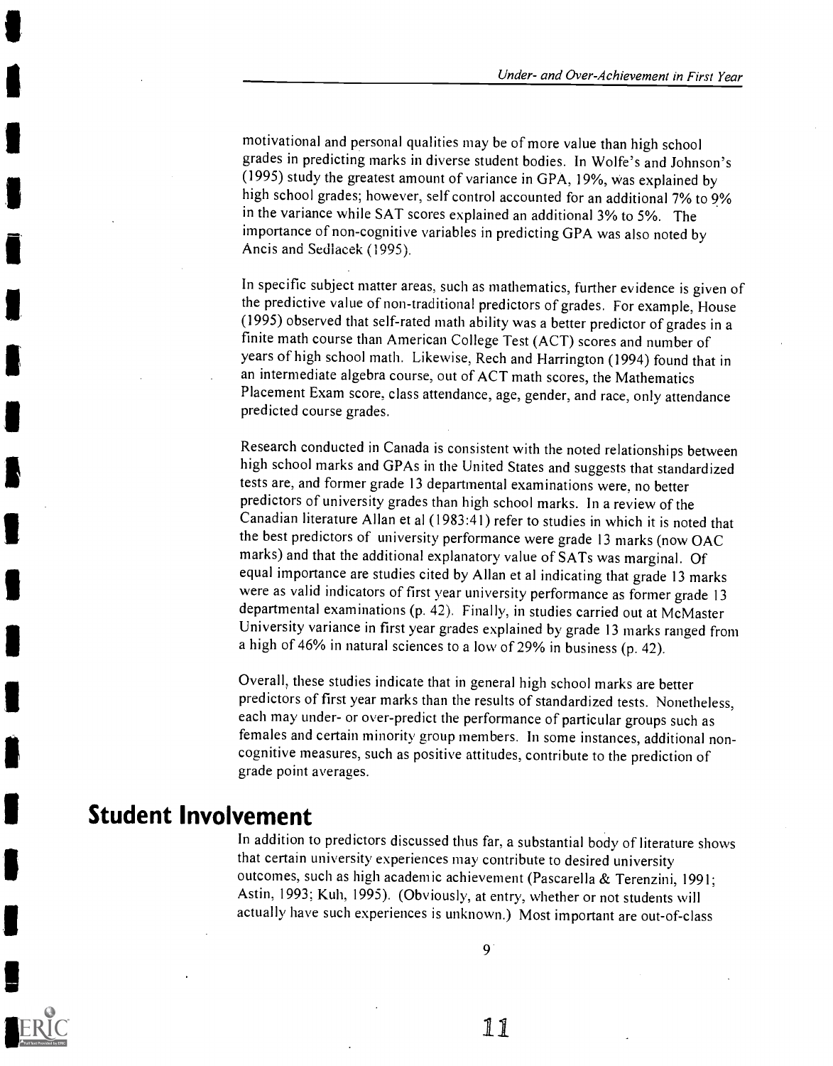motivational and personal qualities may be of more value than high school grades in predicting marks in diverse student bodies. In Wolfe's and Johnson's (1995) study the greatest amount of variance in GPA, 19%, was explained by high school grades; however, self control accounted for an additional 7% to 9% in the variance while SAT scores explained an additional 3% to 5%. The importance of non-cognitive variables in predicting GPA was also noted by Ancis and Sedlacek (1995).

In specific subject matter areas, such as mathematics, further evidence is given of the predictive value of non-traditional predictors of grades. For example, House (1995) observed that self-rated math ability was a better predictor of grades in a finite math course than American College Test (ACT) scores and number of years of high school math. Likewise, Rech and Harrington (1994) found that in an intermediate algebra course, out of ACT math scores, the Mathematics Placement Exam score, class attendance, age, gender, and race, only attendance predicted course grades.

Research conducted in Canada is consistent with the noted relationships between high school marks and GPAs in the United States and suggests that standardized tests are, and former grade 13 departmental examinations were, no better predictors of university grades than high school marks. In a review of the Canadian literature Allan et al (1983:41) refer to studies in which it is noted that the best predictors of university performance were grade 13 marks (now OAC marks) and that the additional explanatory value of SATs was marginal. Of equal importance are studies cited by Allan et al indicating that grade 13 marks were as valid indicators of first year university performance as former grade 13 departmental examinations (p. 42). Finally, in studies carried out at McMaster University variance in first year grades explained by grade 13 marks ranged from a high of 46% in natural sciences to a low of 29% in business (p. 42).

Overall, these studies indicate that in general high school marks are better predictors of first year marks than the results of standardized tests. Nonetheless, each may under- or over-predict the performance of particular groups such as females and certain minority group members. In some instances, additional non-cognitive measures, such as positive attitudes, contribute to the prediction of grade point averages.

## Student Involvement

In addition to predictors discussed thus far, a substantial body of literature shows that certain university experiences may contribute to desired university outcomes, such as high academic achievement (Pascarella & Terenzini, 1991; Astin, 1993; Kuh, 1995). (Obviously, at entry, whether or not students will actually have such experiences is unknown.) Most important are out-of-class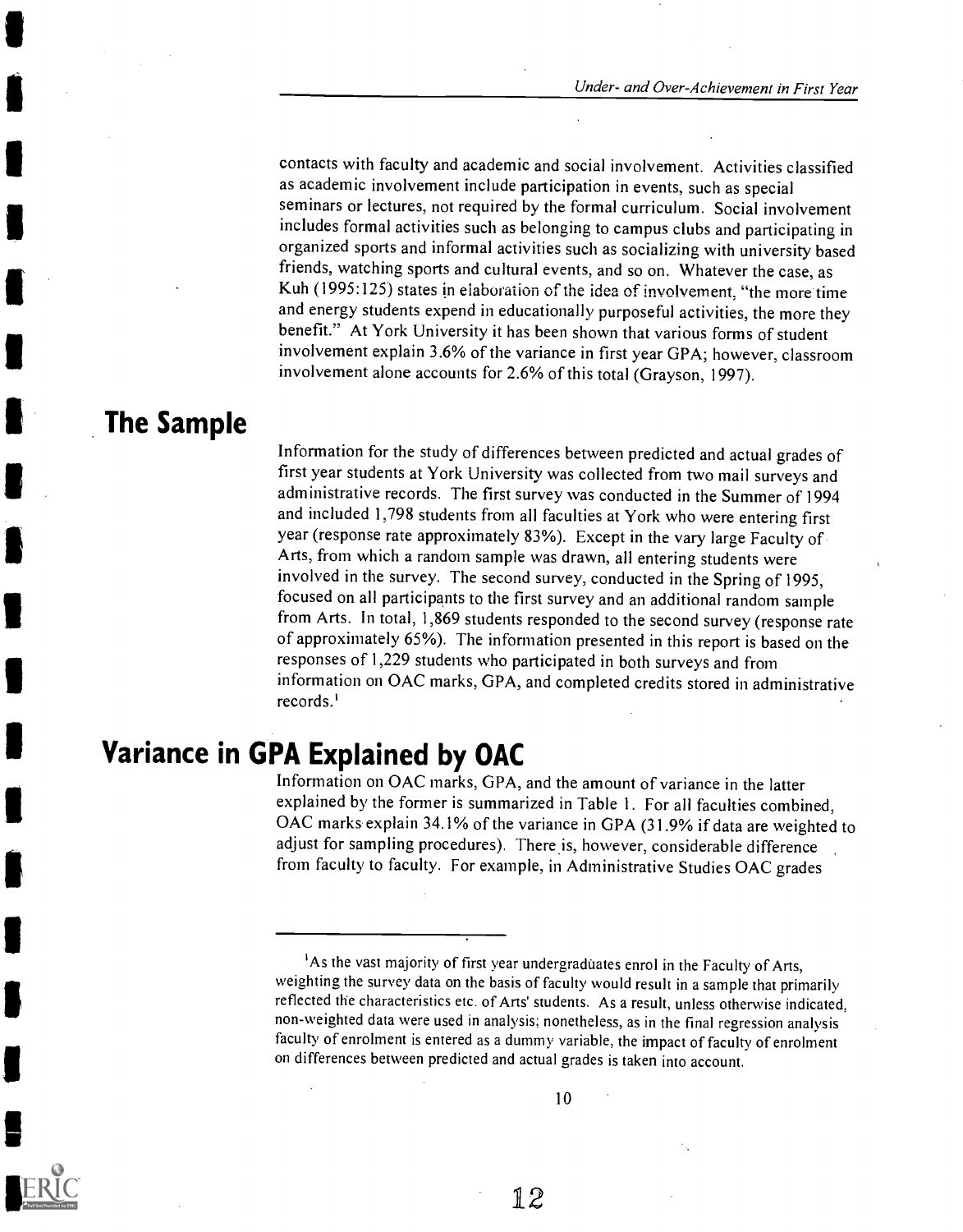contacts with faculty and academic and social involvement. Activities classified as academic involvement include participation in events, such as special seminars or lectures, not required by the formal curriculum. Social involvement includes formal activities such as belonging to campus clubs and participating in organized sports and informal activities such as socializing with university based friends, watching sports and cultural events, and so on. Whatever the case, as Kuh (1995:125) states in elaboration of the idea of involvement, "the more time and energy students expend in educationally purposeful activities, the more they benefit." At York University it has been shown that various forms of student involvement explain 3.6% of the variance in first year GPA; however, classroom involvement alone accounts for 2.6% of this total (Grayson, 1997).

## The Sample

Information for the study of differences between predicted and actual grades of first year students at York University was collected from two mail surveys and administrative records. The first survey was conducted in the Summer of 1994 and included 1,798 students from all faculties at York who were entering first year (response rate approximately 83%). Except in the vary large Faculty of Arts, from which a random sample was drawn, all entering students were involved in the survey. The second survey, conducted in the Spring of 1995, focused on all participants to the first survey and an additional random sample from Arts. In total, 1,869 students responded to the second survey (response rate of approximately 65%). The information presented in this report is based on the responses of 1,229 students who participated in both surveys and from information on OAC marks, GPA, and completed credits stored in administrative records.[1]

## Variance in GPA Explained by OAC

Information on OAC marks, GPA, and the amount of variance in the latter explained by the former is summarized in Table 1. For all faculties combined, OAC marks explain 34.1% of the variance in GPA (31.9% if data are weighted to adjust for sampling procedures). There is, however, considerable difference from faculty to faculty. For example, in Administrative Studies OAC grades

---

[1]As the vast majority of first year undergraduates enrol in the Faculty of Arts, weighting the survey data on the basis of faculty would result in a sample that primarily reflected the characteristics etc. of Arts' students. As a result, unless otherwise indicated, non-weighted data were used in analysis; nonetheless, as in the final regression analysis faculty of enrolment is entered as a dummy variable, the impact of faculty of enrolment on differences between predicted and actual grades is taken into account.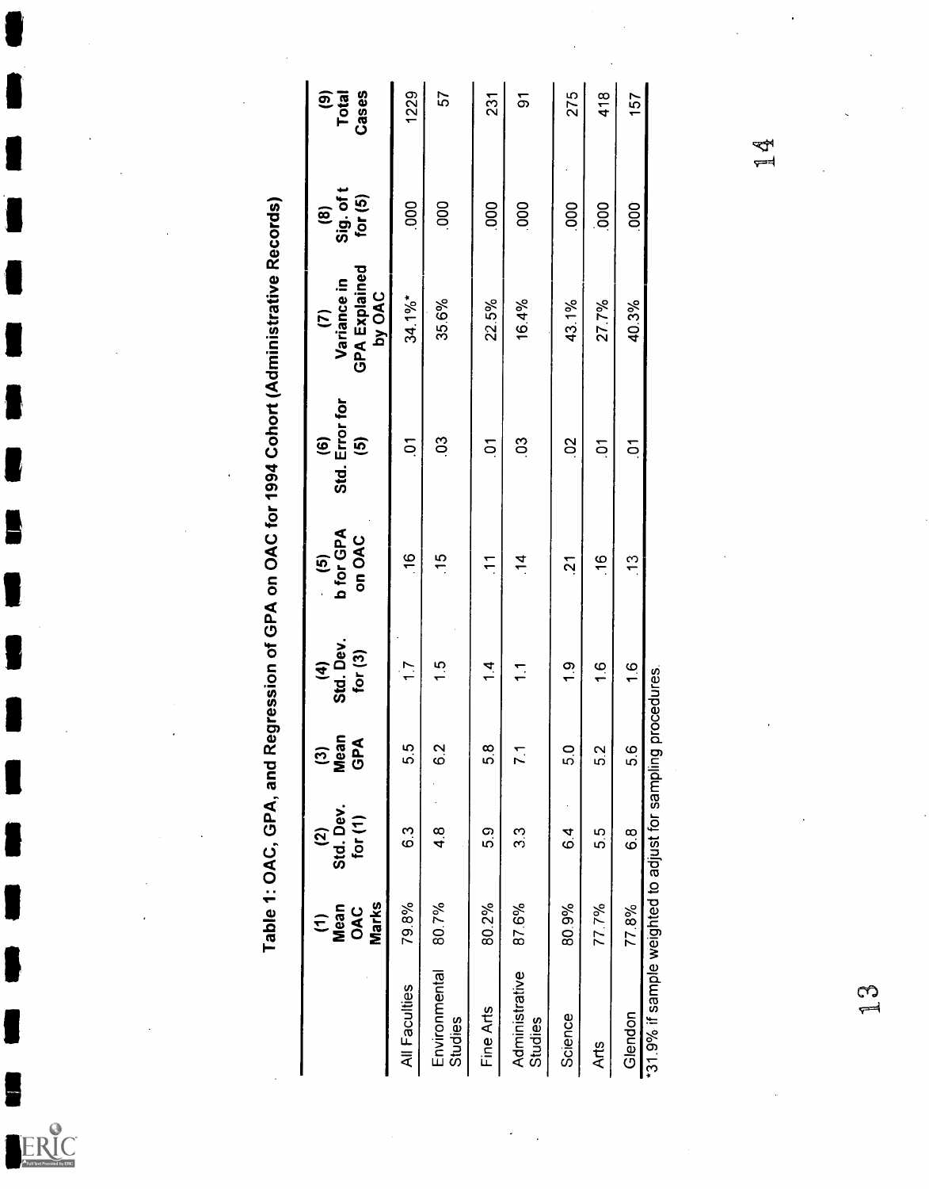# Table 1: OAC, GPA, and Regression of GPA on OAC for 1994 Cohort (Administrative Records)

| | (1) Mean OAC Marks | (2) Std. Dev. for (1) | (3) Mean GPA | (4) Std. Dev. for (3) | (5) b for GPA on OAC | (6) Std. Error for (5) | (7) Variance in GPA Explained by OAC | (8) Sig. of t for (5) | (9) Total Cases |
|---|---|---|---|---|---|---|---|---|---|
| All Faculties | 79.8% | 6.3 | 5.5 | 1.7 | .16 | .01 | 34.1%* | .000 | 1229 |
| Environmental Studies | 80.7% | 4.8 | 6.2 | 1.5 | .15 | .03 | 35.6% | .000 | 57 |
| Fine Arts | 80.2% | 5.9 | 5.8 | 1.4 | .11 | .01 | 22.5% | .000 | 231 |
| Administrative Studies | 87.6% | 3.3 | 7.1 | 1.1 | .14 | .03 | 16.4% | .000 | 91 |
| Science | 80.9% | 6.4 | 5.0 | 1.9 | .21 | .02 | 43.1% | .000 | 275 |
| Arts | 77.7% | 5.5 | 5.2 | 1.6 | .16 | .01 | 27.7% | .000 | 418 |
| Glendon | 77.8% | 6.8 | 5.6 | 1.6 | .13 | .01 | 40.3% | .000 | 157 |

*31.9% if sample weighted to adjust for sampling procedures.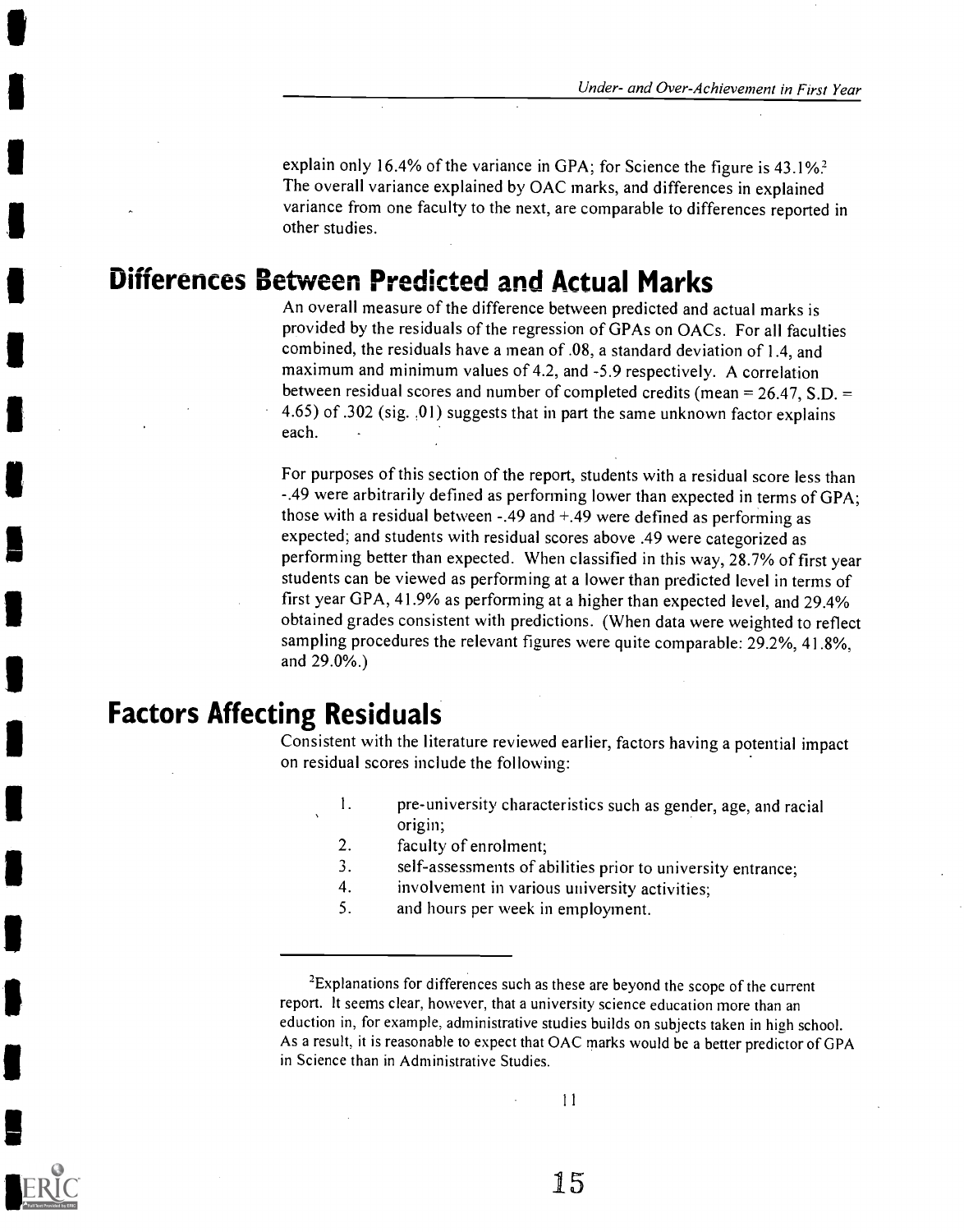explain only 16.4% of the variance in GPA; for Science the figure is 43.1%.[2] The overall variance explained by OAC marks, and differences in explained variance from one faculty to the next, are comparable to differences reported in other studies.

## Differences Between Predicted and Actual Marks

An overall measure of the difference between predicted and actual marks is provided by the residuals of the regression of GPAs on OACs. For all faculties combined, the residuals have a mean of .08, a standard deviation of 1.4, and maximum and minimum values of 4.2, and -5.9 respectively. A correlation between residual scores and number of completed credits (mean = 26.47, S.D. = 4.65) of .302 (sig. .01) suggests that in part the same unknown factor explains each.

For purposes of this section of the report, students with a residual score less than -.49 were arbitrarily defined as performing lower than expected in terms of GPA; those with a residual between -.49 and +.49 were defined as performing as expected; and students with residual scores above .49 were categorized as performing better than expected. When classified in this way, 28.7% of first year students can be viewed as performing at a lower than predicted level in terms of first year GPA, 41.9% as performing at a higher than expected level, and 29.4% obtained grades consistent with predictions. (When data were weighted to reflect sampling procedures the relevant figures were quite comparable: 29.2%, 41.8%, and 29.0%.)

## Factors Affecting Residuals

Consistent with the literature reviewed earlier, factors having a potential impact on residual scores include the following:

1. pre-university characteristics such as gender, age, and racial origin;
2. faculty of enrolment;
3. self-assessments of abilities prior to university entrance;
4. involvement in various university activities;
5. and hours per week in employment.

---

[2]Explanations for differences such as these are beyond the scope of the current report. It seems clear, however, that a university science education more than an eduction in, for example, administrative studies builds on subjects taken in high school. As a result, it is reasonable to expect that OAC marks would be a better predictor of GPA in Science than in Administrative Studies.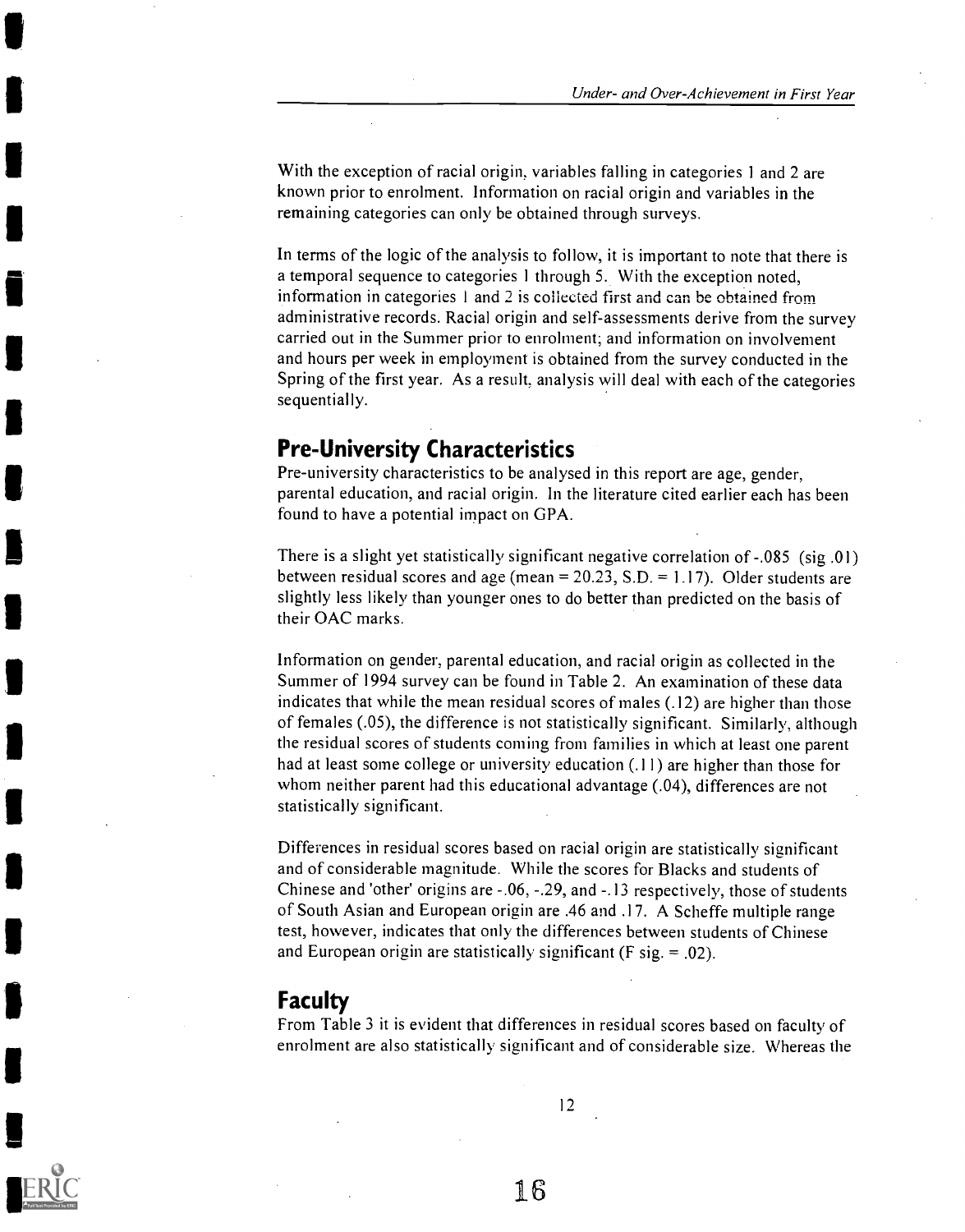With the exception of racial origin, variables falling in categories 1 and 2 are known prior to enrolment. Information on racial origin and variables in the remaining categories can only be obtained through surveys.

In terms of the logic of the analysis to follow, it is important to note that there is a temporal sequence to categories 1 through 5. With the exception noted, information in categories 1 and 2 is collected first and can be obtained from administrative records. Racial origin and self-assessments derive from the survey carried out in the Summer prior to enrolment; and information on involvement and hours per week in employment is obtained from the survey conducted in the Spring of the first year. As a result, analysis will deal with each of the categories sequentially.

## Pre-University Characteristics

Pre-university characteristics to be analysed in this report are age, gender, parental education, and racial origin. In the literature cited earlier each has been found to have a potential impact on GPA.

There is a slight yet statistically significant negative correlation of -.085 (sig .01) between residual scores and age (mean = 20.23, S.D. = 1.17). Older students are slightly less likely than younger ones to do better than predicted on the basis of their OAC marks.

Information on gender, parental education, and racial origin as collected in the Summer of 1994 survey can be found in Table 2. An examination of these data indicates that while the mean residual scores of males (.12) are higher than those of females (.05), the difference is not statistically significant. Similarly, although the residual scores of students coming from families in which at least one parent had at least some college or university education (.11) are higher than those for whom neither parent had this educational advantage (.04), differences are not statistically significant.

Differences in residual scores based on racial origin are statistically significant and of considerable magnitude. While the scores for Blacks and students of Chinese and 'other' origins are -.06, -.29, and -.13 respectively, those of students of South Asian and European origin are .46 and .17. A Scheffe multiple range test, however, indicates that only the differences between students of Chinese and European origin are statistically significant (F sig. = .02).

## Faculty

From Table 3 it is evident that differences in residual scores based on faculty of enrolment are also statistically significant and of considerable size. Whereas the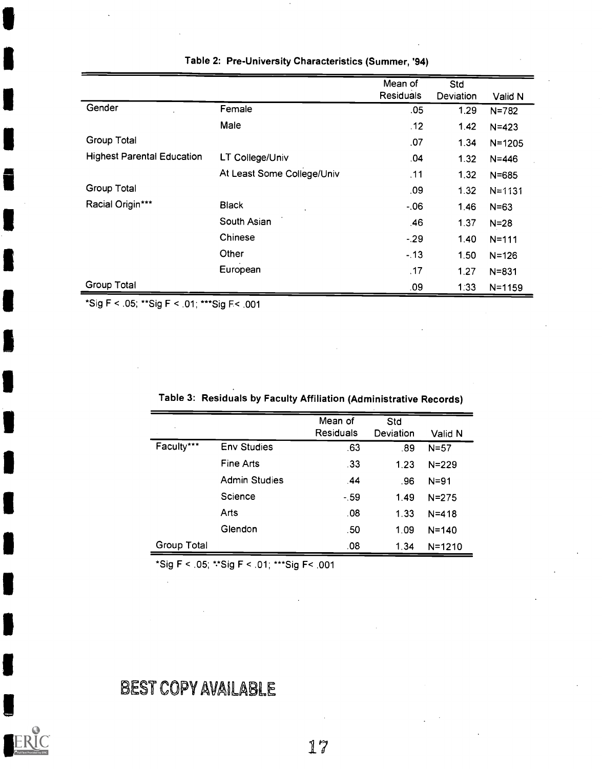**Table 2: Pre-University Characteristics (Summer, '94)**

| | | Mean of Residuals | Std Deviation | Valid N |
|---|---|---|---|---|
| Gender | Female | .05 | 1.29 | N=782 |
| | Male | .12 | 1.42 | N=423 |
| Group Total | | .07 | 1.34 | N=1205 |
| Highest Parental Education | LT College/Univ | .04 | 1.32 | N=446 |
| | At Least Some College/Univ | .11 | 1.32 | N=685 |
| Group Total | | .09 | 1.32 | N=1131 |
| Racial Origin*** | Black | -.06 | 1.46 | N=63 |
| | South Asian | .46 | 1.37 | N=28 |
| | Chinese | -.29 | 1.40 | N=111 |
| | Other | -.13 | 1.50 | N=126 |
| | European | .17 | 1.27 | N=831 |
| Group Total | | .09 | 1.33 | N=1159 |

*Sig F < .05; **Sig F < .01; ***Sig F< .001

**Table 3: Residuals by Faculty Affiliation (Administrative Records)**

| | | Mean of Residuals | Std Deviation | Valid N |
|---|---|---|---|---|
| Faculty*** | Env Studies | .63 | .89 | N=57 |
| | Fine Arts | .33 | 1.23 | N=229 |
| | Admin Studies | .44 | .96 | N=91 |
| | Science | -.59 | 1.49 | N=275 |
| | Arts | .08 | 1.33 | N=418 |
| | Glendon | .50 | 1.09 | N=140 |
| Group Total | | .08 | 1.34 | N=1210 |

*Sig F < .05; **Sig F < .01; ***Sig F< .001

BEST COPY AVAILABLE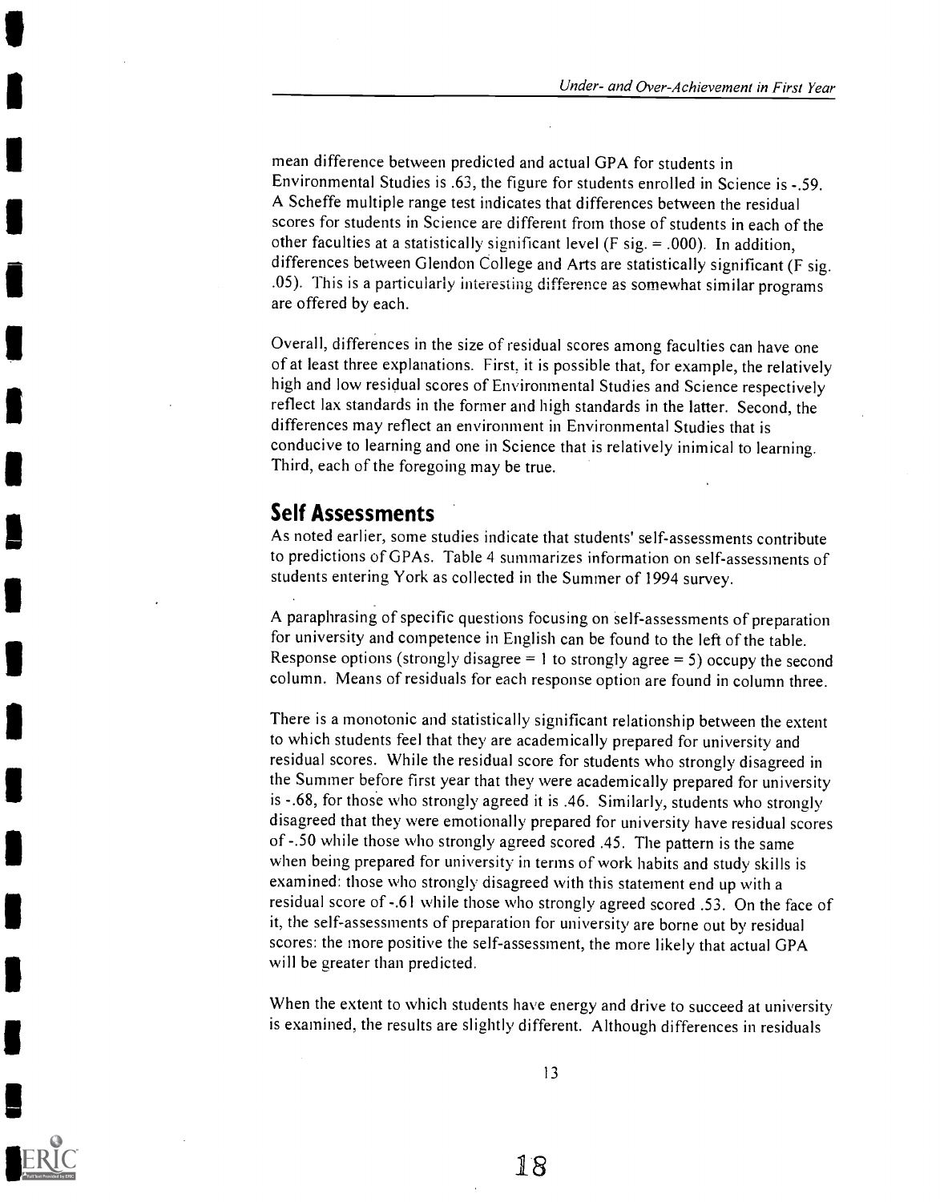mean difference between predicted and actual GPA for students in Environmental Studies is .63, the figure for students enrolled in Science is -.59. A Scheffe multiple range test indicates that differences between the residual scores for students in Science are different from those of students in each of the other faculties at a statistically significant level (F sig. = .000). In addition, differences between Glendon College and Arts are statistically significant (F sig. .05). This is a particularly interesting difference as somewhat similar programs are offered by each.

Overall, differences in the size of residual scores among faculties can have one of at least three explanations. First, it is possible that, for example, the relatively high and low residual scores of Environmental Studies and Science respectively reflect lax standards in the former and high standards in the latter. Second, the differences may reflect an environment in Environmental Studies that is conducive to learning and one in Science that is relatively inimical to learning. Third, each of the foregoing may be true.

## Self Assessments

As noted earlier, some studies indicate that students' self-assessments contribute to predictions of GPAs. Table 4 summarizes information on self-assessments of students entering York as collected in the Summer of 1994 survey.

A paraphrasing of specific questions focusing on self-assessments of preparation for university and competence in English can be found to the left of the table. Response options (strongly disagree = 1 to strongly agree = 5) occupy the second column. Means of residuals for each response option are found in column three.

There is a monotonic and statistically significant relationship between the extent to which students feel that they are academically prepared for university and residual scores. While the residual score for students who strongly disagreed in the Summer before first year that they were academically prepared for university is -.68, for those who strongly agreed it is .46. Similarly, students who strongly disagreed that they were emotionally prepared for university have residual scores of -.50 while those who strongly agreed scored .45. The pattern is the same when being prepared for university in terms of work habits and study skills is examined: those who strongly disagreed with this statement end up with a residual score of -.61 while those who strongly agreed scored .53. On the face of it, the self-assessments of preparation for university are borne out by residual scores: the more positive the self-assessment, the more likely that actual GPA will be greater than predicted.

When the extent to which students have energy and drive to succeed at university is examined, the results are slightly different. Although differences in residuals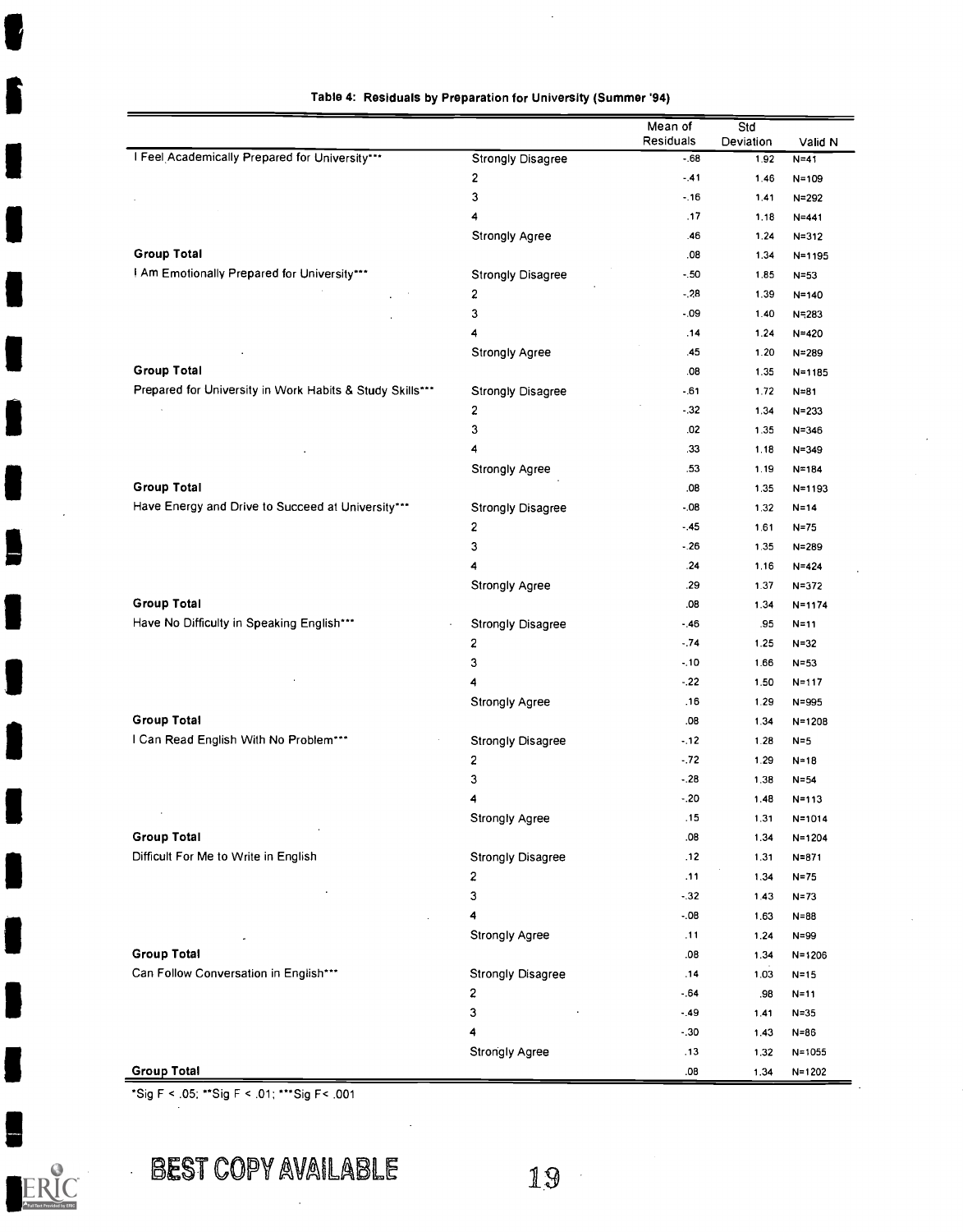**Table 4: Residuals by Preparation for University (Summer '94)**

| | | Mean of Residuals | Std Deviation | Valid N |
|---|---|---|---|---|
| I Feel Academically Prepared for University*** | Strongly Disagree | -.68 | 1.92 | N=41 |
| | 2 | -.41 | 1.46 | N=109 |
| | 3 | -.16 | 1.41 | N=292 |
| | 4 | .17 | 1.18 | N=441 |
| | Strongly Agree | .46 | 1.24 | N=312 |
| **Group Total** | | .08 | 1.34 | N=1195 |
| I Am Emotionally Prepared for University*** | Strongly Disagree | -.50 | 1.85 | N=53 |
| | 2 | -.28 | 1.39 | N=140 |
| | 3 | -.09 | 1.40 | N=283 |
| | 4 | .14 | 1.24 | N=420 |
| | Strongly Agree | .45 | 1.20 | N=289 |
| **Group Total** | | .08 | 1.35 | N=1185 |
| Prepared for University in Work Habits & Study Skills*** | Strongly Disagree | -.61 | 1.72 | N=81 |
| | 2 | -.32 | 1.34 | N=233 |
| | 3 | .02 | 1.35 | N=346 |
| | 4 | .33 | 1.18 | N=349 |
| | Strongly Agree | .53 | 1.19 | N=184 |
| **Group Total** | | .08 | 1.35 | N=1193 |
| Have Energy and Drive to Succeed at University*** | Strongly Disagree | -.08 | 1.32 | N=14 |
| | 2 | -.45 | 1.61 | N=75 |
| | 3 | -.26 | 1.35 | N=289 |
| | 4 | .24 | 1.16 | N=424 |
| | Strongly Agree | .29 | 1.37 | N=372 |
| **Group Total** | | .08 | 1.34 | N=1174 |
| Have No Difficulty in Speaking English*** | Strongly Disagree | -.46 | .95 | N=11 |
| | 2 | -.74 | 1.25 | N=32 |
| | 3 | -.10 | 1.66 | N=53 |
| | 4 | -.22 | 1.50 | N=117 |
| | Strongly Agree | .16 | 1.29 | N=995 |
| **Group Total** | | .08 | 1.34 | N=1208 |
| I Can Read English With No Problem*** | Strongly Disagree | -.12 | 1.28 | N=5 |
| | 2 | -.72 | 1.29 | N=18 |
| | 3 | -.28 | 1.38 | N=54 |
| | 4 | -.20 | 1.48 | N=113 |
| | Strongly Agree | .15 | 1.31 | N=1014 |
| **Group Total** | | .08 | 1.34 | N=1204 |
| Difficult For Me to Write in English | Strongly Disagree | .12 | 1.31 | N=871 |
| | 2 | .11 | 1.34 | N=75 |
| | 3 | -.32 | 1.43 | N=73 |
| | 4 | -.08 | 1.63 | N=88 |
| | Strongly Agree | .11 | 1.24 | N=99 |
| **Group Total** | | .08 | 1.34 | N=1206 |
| Can Follow Conversation in English*** | Strongly Disagree | .14 | 1.03 | N=15 |
| | 2 | -.64 | .98 | N=11 |
| | 3 | -.49 | 1.41 | N=35 |
| | 4 | -.30 | 1.43 | N=86 |
| | Strongly Agree | .13 | 1.32 | N=1055 |
| **Group Total** | | .08 | 1.34 | N=1202 |

*Sig F < .05; **Sig F < .01; ***Sig F< .001

BEST COPY AVAILABLE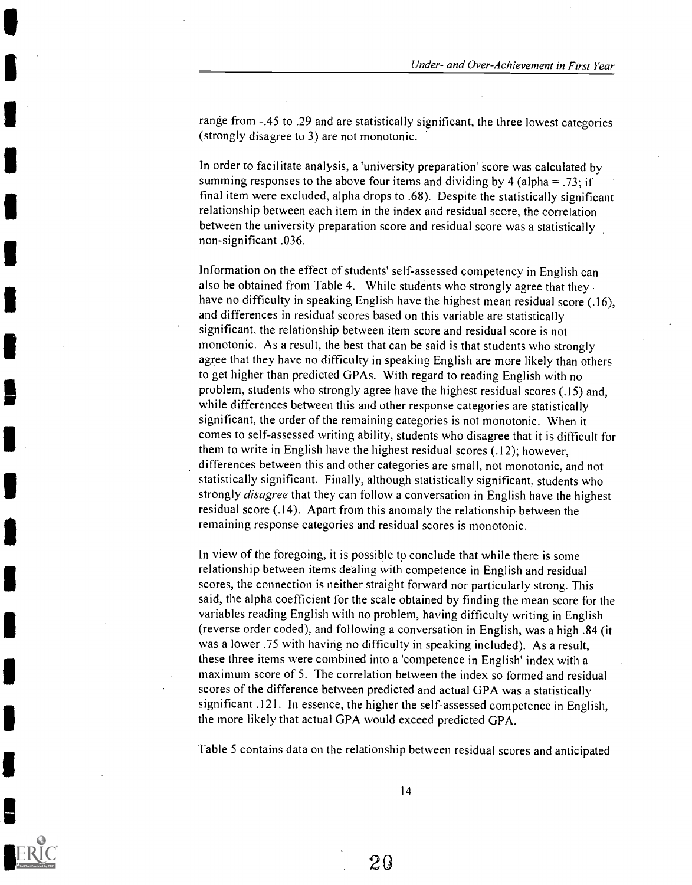range from -.45 to .29 and are statistically significant, the three lowest categories (strongly disagree to 3) are not monotonic.

In order to facilitate analysis, a 'university preparation' score was calculated by summing responses to the above four items and dividing by 4 (alpha = .73; if final item were excluded, alpha drops to .68). Despite the statistically significant relationship between each item in the index and residual score, the correlation between the university preparation score and residual score was a statistically non-significant .036.

Information on the effect of students' self-assessed competency in English can also be obtained from Table 4. While students who strongly agree that they have no difficulty in speaking English have the highest mean residual score (.16), and differences in residual scores based on this variable are statistically significant, the relationship between item score and residual score is not monotonic. As a result, the best that can be said is that students who strongly agree that they have no difficulty in speaking English are more likely than others to get higher than predicted GPAs. With regard to reading English with no problem, students who strongly agree have the highest residual scores (.15) and, while differences between this and other response categories are statistically significant, the order of the remaining categories is not monotonic. When it comes to self-assessed writing ability, students who disagree that it is difficult for them to write in English have the highest residual scores (.12); however, differences between this and other categories are small, not monotonic, and not statistically significant. Finally, although statistically significant, students who strongly *disagree* that they can follow a conversation in English have the highest residual score (.14). Apart from this anomaly the relationship between the remaining response categories and residual scores is monotonic.

In view of the foregoing, it is possible to conclude that while there is some relationship between items dealing with competence in English and residual scores, the connection is neither straight forward nor particularly strong. This said, the alpha coefficient for the scale obtained by finding the mean score for the variables reading English with no problem, having difficulty writing in English (reverse order coded), and following a conversation in English, was a high .84 (it was a lower .75 with having no difficulty in speaking included). As a result, these three items were combined into a 'competence in English' index with a maximum score of 5. The correlation between the index so formed and residual scores of the difference between predicted and actual GPA was a statistically significant .121. In essence, the higher the self-assessed competence in English, the more likely that actual GPA would exceed predicted GPA.

Table 5 contains data on the relationship between residual scores and anticipated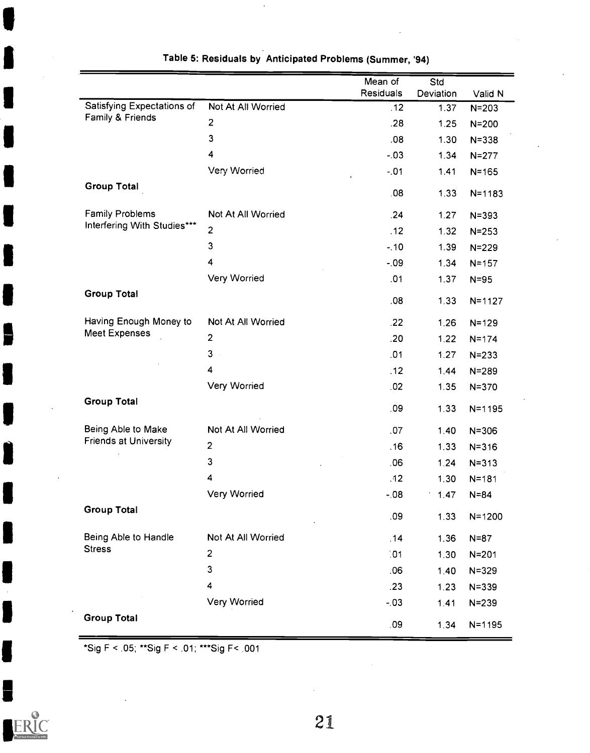**Table 5: Residuals by Anticipated Problems (Summer, '94)**

| | | Mean of Residuals | Std Deviation | Valid N |
|---|---|---|---|---|
| Satisfying Expectations of Family & Friends | Not At All Worried | .12 | 1.37 | N=203 |
| | 2 | .28 | 1.25 | N=200 |
| | 3 | .08 | 1.30 | N=338 |
| | 4 | -.03 | 1.34 | N=277 |
| | Very Worried | -.01 | 1.41 | N=165 |
| **Group Total** | | .08 | 1.33 | N=1183 |
| Family Problems Interfering With Studies*** | Not At All Worried | .24 | 1.27 | N=393 |
| | 2 | .12 | 1.32 | N=253 |
| | 3 | -.10 | 1.39 | N=229 |
| | 4 | -.09 | 1.34 | N=157 |
| | Very Worried | .01 | 1.37 | N=95 |
| **Group Total** | | .08 | 1.33 | N=1127 |
| Having Enough Money to Meet Expenses | Not At All Worried | .22 | 1.26 | N=129 |
| | 2 | .20 | 1.22 | N=174 |
| | 3 | .01 | 1.27 | N=233 |
| | 4 | .12 | 1.44 | N=289 |
| | Very Worried | .02 | 1.35 | N=370 |
| **Group Total** | | .09 | 1.33 | N=1195 |
| Being Able to Make Friends at University | Not At All Worried | .07 | 1.40 | N=306 |
| | 2 | .16 | 1.33 | N=316 |
| | 3 | .06 | 1.24 | N=313 |
| | 4 | .12 | 1.30 | N=181 |
| | Very Worried | -.08 | 1.47 | N=84 |
| **Group Total** | | .09 | 1.33 | N=1200 |
| Being Able to Handle Stress | Not At All Worried | .14 | 1.36 | N=87 |
| | 2 | .01 | 1.30 | N=201 |
| | 3 | .06 | 1.40 | N=329 |
| | 4 | .23 | 1.23 | N=339 |
| | Very Worried | -.03 | 1.41 | N=239 |
| **Group Total** | | .09 | 1.34 | N=1195 |

*Sig F < .05; **Sig F < .01; ***Sig F< .001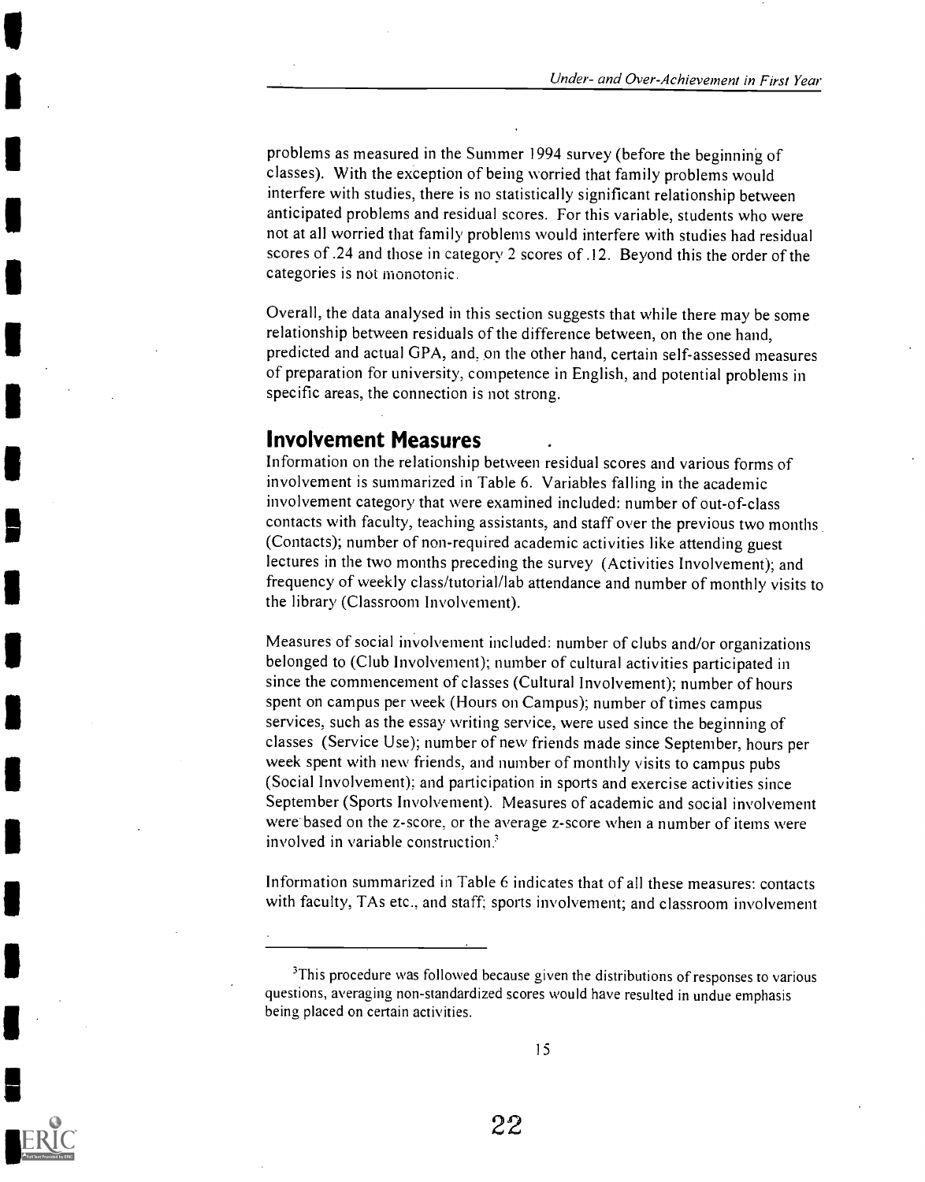problems as measured in the Summer 1994 survey (before the beginning of classes). With the exception of being worried that family problems would interfere with studies, there is no statistically significant relationship between anticipated problems and residual scores. For this variable, students who were not at all worried that family problems would interfere with studies had residual scores of .24 and those in category 2 scores of .12. Beyond this the order of the categories is not monotonic.

Overall, the data analysed in this section suggests that while there may be some relationship between residuals of the difference between, on the one hand, predicted and actual GPA, and, on the other hand, certain self-assessed measures of preparation for university, competence in English, and potential problems in specific areas, the connection is not strong.

## Involvement Measures

Information on the relationship between residual scores and various forms of involvement is summarized in Table 6. Variables falling in the academic involvement category that were examined included: number of out-of-class contacts with faculty, teaching assistants, and staff over the previous two months (Contacts); number of non-required academic activities like attending guest lectures in the two months preceding the survey (Activities Involvement); and frequency of weekly class/tutorial/lab attendance and number of monthly visits to the library (Classroom Involvement).

Measures of social involvement included: number of clubs and/or organizations belonged to (Club Involvement); number of cultural activities participated in since the commencement of classes (Cultural Involvement); number of hours spent on campus per week (Hours on Campus); number of times campus services, such as the essay writing service, were used since the beginning of classes (Service Use); number of new friends made since September, hours per week spent with new friends, and number of monthly visits to campus pubs (Social Involvement); and participation in sports and exercise activities since September (Sports Involvement). Measures of academic and social involvement were based on the z-score, or the average z-score when a number of items were involved in variable construction.[3]

Information summarized in Table 6 indicates that of all these measures: contacts with faculty, TAs etc., and staff; sports involvement; and classroom involvement

---

[3]This procedure was followed because given the distributions of responses to various questions, averaging non-standardized scores would have resulted in undue emphasis being placed on certain activities.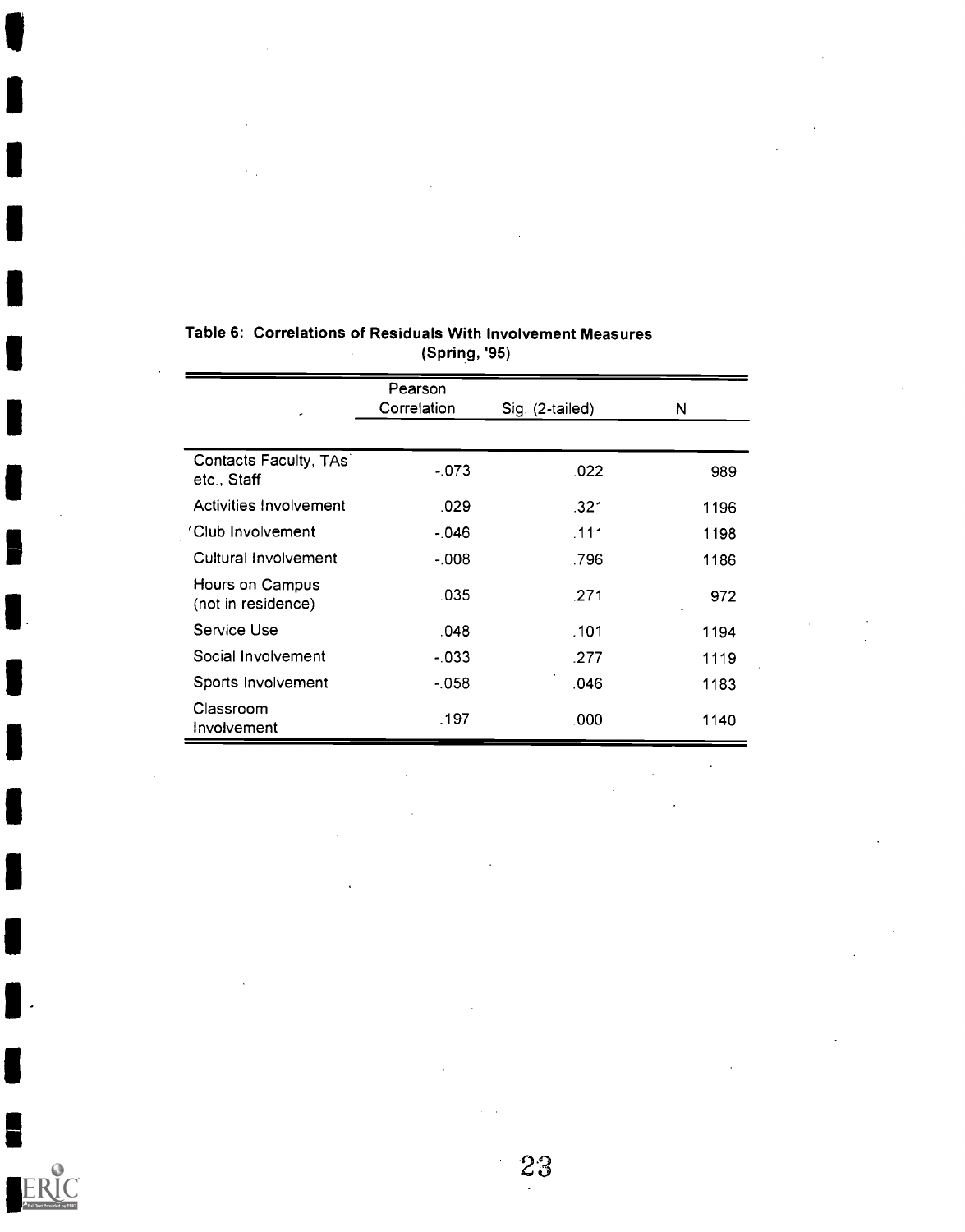**Table 6: Correlations of Residuals With Involvement Measures (Spring, '95)**

| | Pearson Correlation | Sig. (2-tailed) | N |
|---|---|---|---|
| Contacts Faculty, TAs etc., Staff | -.073 | .022 | 989 |
| Activities Involvement | .029 | .321 | 1196 |
| Club Involvement | -.046 | .111 | 1198 |
| Cultural Involvement | -.008 | .796 | 1186 |
| Hours on Campus (not in residence) | .035 | .271 | 972 |
| Service Use | .048 | .101 | 1194 |
| Social Involvement | -.033 | .277 | 1119 |
| Sports Involvement | -.058 | .046 | 1183 |
| Classroom Involvement | .197 | .000 | 1140 |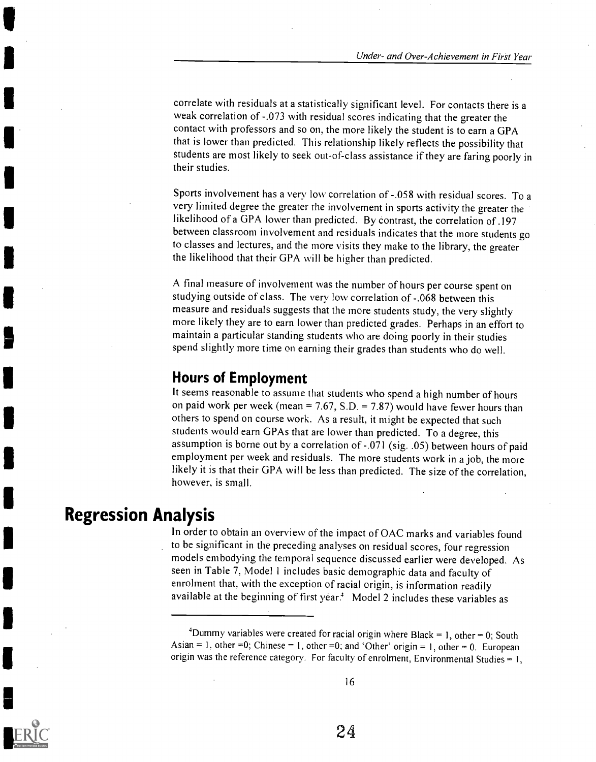correlate with residuals at a statistically significant level. For contacts there is a weak correlation of -.073 with residual scores indicating that the greater the contact with professors and so on, the more likely the student is to earn a GPA that is lower than predicted. This relationship likely reflects the possibility that students are most likely to seek out-of-class assistance if they are faring poorly in their studies.

Sports involvement has a very low correlation of -.058 with residual scores. To a very limited degree the greater the involvement in sports activity the greater the likelihood of a GPA lower than predicted. By contrast, the correlation of .197 between classroom involvement and residuals indicates that the more students go to classes and lectures, and the more visits they make to the library, the greater the likelihood that their GPA will be higher than predicted.

A final measure of involvement was the number of hours per course spent on studying outside of class. The very low correlation of -.068 between this measure and residuals suggests that the more students study, the very slightly more likely they are to earn lower than predicted grades. Perhaps in an effort to maintain a particular standing students who are doing poorly in their studies spend slightly more time on earning their grades than students who do well.

### Hours of Employment

It seems reasonable to assume that students who spend a high number of hours on paid work per week (mean = 7.67, S.D. = 7.87) would have fewer hours than others to spend on course work. As a result, it might be expected that such students would earn GPAs that are lower than predicted. To a degree, this assumption is borne out by a correlation of -.071 (sig. .05) between hours of paid employment per week and residuals. The more students work in a job, the more likely it is that their GPA will be less than predicted. The size of the correlation, however, is small.

## Regression Analysis

In order to obtain an overview of the impact of OAC marks and variables found to be significant in the preceding analyses on residual scores, four regression models embodying the temporal sequence discussed earlier were developed. As seen in Table 7, Model 1 includes basic demographic data and faculty of enrolment that, with the exception of racial origin, is information readily available at the beginning of first year.[4] Model 2 includes these variables as

---

[4]Dummy variables were created for racial origin where Black = 1, other = 0; South Asian = 1, other = 0; Chinese = 1, other = 0; and 'Other' origin = 1, other = 0. European origin was the reference category. For faculty of enrolment, Environmental Studies = 1,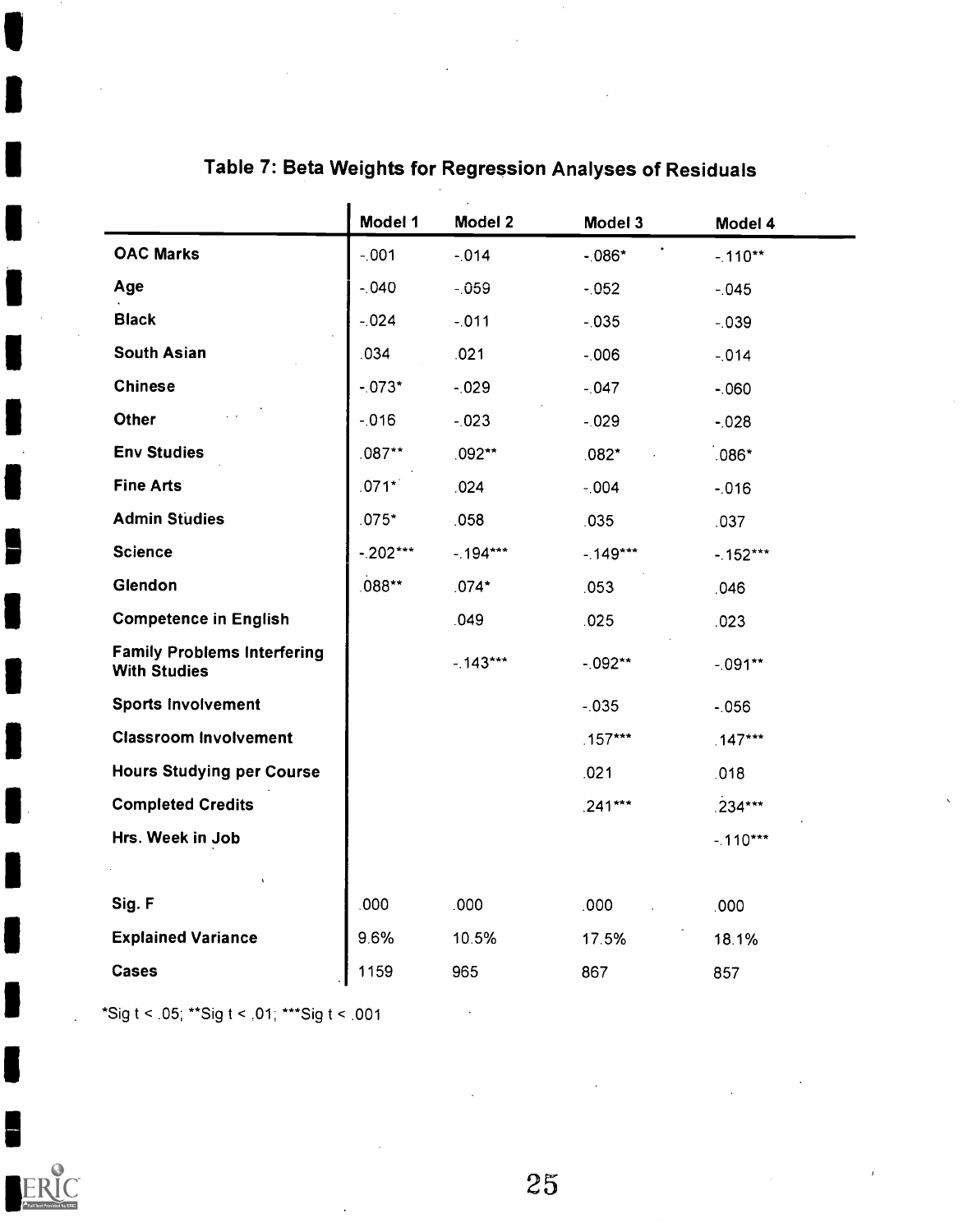## Table 7: Beta Weights for Regression Analyses of Residuals

| | Model 1 | Model 2 | Model 3 | Model 4 |
|---|---|---|---|---|
| **OAC Marks** | -.001 | -.014 | -.086* | -.110** |
| **Age** | -.040 | -.059 | -.052 | -.045 |
| **Black** | -.024 | -.011 | -.035 | -.039 |
| **South Asian** | .034 | .021 | -.006 | -.014 |
| **Chinese** | -.073* | -.029 | -.047 | -.060 |
| **Other** | -.016 | -.023 | -.029 | -.028 |
| **Env Studies** | .087** | .092** | .082* | .086* |
| **Fine Arts** | .071* | .024 | -.004 | -.016 |
| **Admin Studies** | .075* | .058 | .035 | .037 |
| **Science** | -.202*** | -.194*** | -.149*** | -.152*** |
| **Glendon** | .088** | .074* | .053 | .046 |
| **Competence in English** | | .049 | .025 | .023 |
| **Family Problems Interfering With Studies** | | -.143*** | -.092** | -.091** |
| **Sports Involvement** | | | -.035 | -.056 |
| **Classroom Involvement** | | | .157*** | .147*** |
| **Hours Studying per Course** | | | .021 | .018 |
| **Completed Credits** | | | .241*** | .234*** |
| **Hrs. Week in Job** | | | | -.110*** |
| | | | | |
| **Sig. F** | .000 | .000 | .000 | .000 |
| **Explained Variance** | 9.6% | 10.5% | 17.5% | 18.1% |
| **Cases** | 1159 | 965 | 867 | 857 |

*Sig t < .05; **Sig t < .01; ***Sig t < .001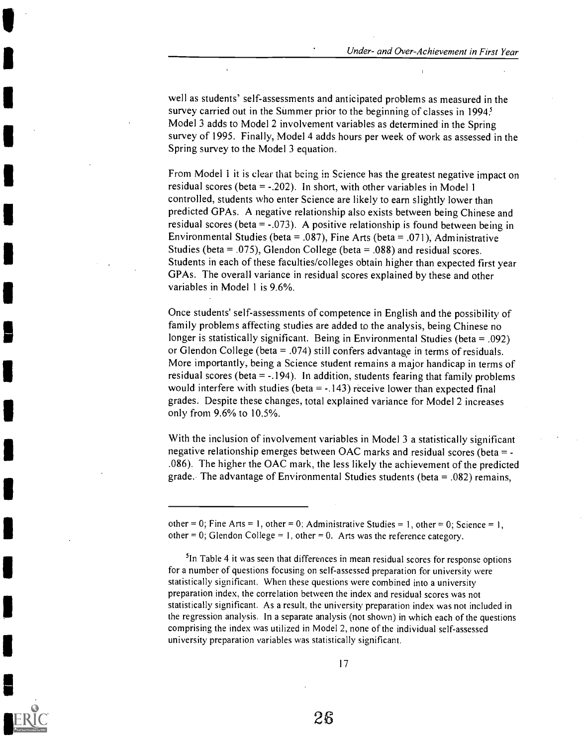well as students' self-assessments and anticipated problems as measured in the survey carried out in the Summer prior to the beginning of classes in 1994.[5] Model 3 adds to Model 2 involvement variables as determined in the Spring survey of 1995. Finally, Model 4 adds hours per week of work as assessed in the Spring survey to the Model 3 equation.

From Model 1 it is clear that being in Science has the greatest negative impact on residual scores (beta = -.202). In short, with other variables in Model 1 controlled, students who enter Science are likely to earn slightly lower than predicted GPAs. A negative relationship also exists between being Chinese and residual scores (beta = -.073). A positive relationship is found between being in Environmental Studies (beta = .087), Fine Arts (beta = .071), Administrative Studies (beta = .075), Glendon College (beta = .088) and residual scores. Students in each of these faculties/colleges obtain higher than expected first year GPAs. The overall variance in residual scores explained by these and other variables in Model 1 is 9.6%.

Once students' self-assessments of competence in English and the possibility of family problems affecting studies are added to the analysis, being Chinese no longer is statistically significant. Being in Environmental Studies (beta = .092) or Glendon College (beta = .074) still confers advantage in terms of residuals. More importantly, being a Science student remains a major handicap in terms of residual scores (beta = -.194). In addition, students fearing that family problems would interfere with studies (beta = -.143) receive lower than expected final grades. Despite these changes, total explained variance for Model 2 increases only from 9.6% to 10.5%.

With the inclusion of involvement variables in Model 3 a statistically significant negative relationship emerges between OAC marks and residual scores (beta = -.086). The higher the OAC mark, the less likely the achievement of the predicted grade. The advantage of Environmental Studies students (beta = .082) remains,

---

other = 0; Fine Arts = 1, other = 0; Administrative Studies = 1, other = 0; Science = 1, other = 0; Glendon College = 1, other = 0. Arts was the reference category.

[5]In Table 4 it was seen that differences in mean residual scores for response options for a number of questions focusing on self-assessed preparation for university were statistically significant. When these questions were combined into a university preparation index, the correlation between the index and residual scores was not statistically significant. As a result, the university preparation index was not included in the regression analysis. In a separate analysis (not shown) in which each of the questions comprising the index was utilized in Model 2, none of the individual self-assessed university preparation variables was statistically significant.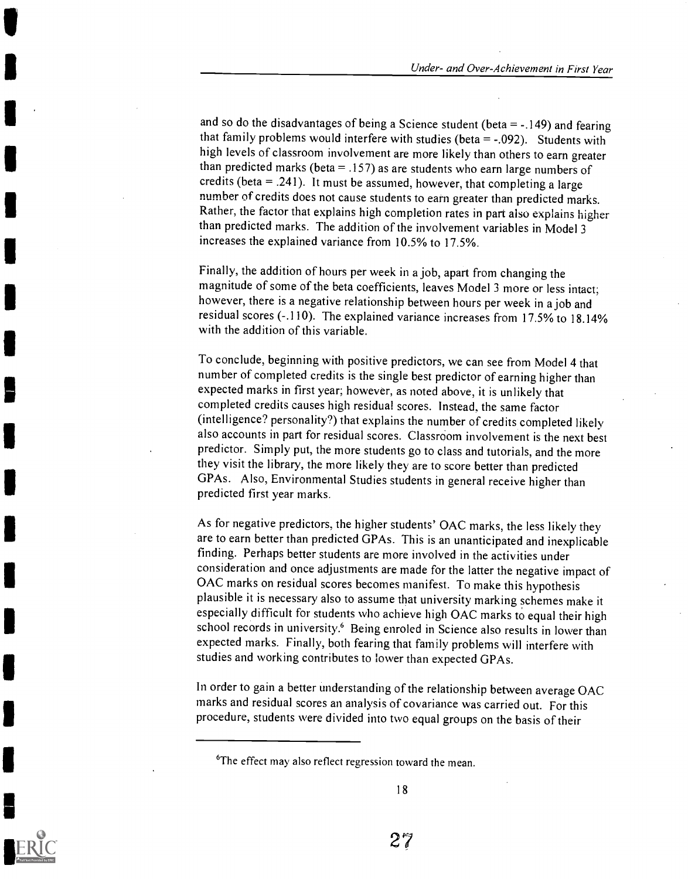and so do the disadvantages of being a Science student (beta = -.149) and fearing that family problems would interfere with studies (beta = -.092). Students with high levels of classroom involvement are more likely than others to earn greater than predicted marks (beta = .157) as are students who earn large numbers of credits (beta = .241). It must be assumed, however, that completing a large number of credits does not cause students to earn greater than predicted marks. Rather, the factor that explains high completion rates in part also explains higher than predicted marks. The addition of the involvement variables in Model 3 increases the explained variance from 10.5% to 17.5%.

Finally, the addition of hours per week in a job, apart from changing the magnitude of some of the beta coefficients, leaves Model 3 more or less intact; however, there is a negative relationship between hours per week in a job and residual scores (-.110). The explained variance increases from 17.5% to 18.14% with the addition of this variable.

To conclude, beginning with positive predictors, we can see from Model 4 that number of completed credits is the single best predictor of earning higher than expected marks in first year; however, as noted above, it is unlikely that completed credits causes high residual scores. Instead, the same factor (intelligence? personality?) that explains the number of credits completed likely also accounts in part for residual scores. Classroom involvement is the next best predictor. Simply put, the more students go to class and tutorials, and the more they visit the library, the more likely they are to score better than predicted GPAs. Also, Environmental Studies students in general receive higher than predicted first year marks.

As for negative predictors, the higher students' OAC marks, the less likely they are to earn better than predicted GPAs. This is an unanticipated and inexplicable finding. Perhaps better students are more involved in the activities under consideration and once adjustments are made for the latter the negative impact of OAC marks on residual scores becomes manifest. To make this hypothesis plausible it is necessary also to assume that university marking schemes make it especially difficult for students who achieve high OAC marks to equal their high school records in university.[6] Being enroled in Science also results in lower than expected marks. Finally, both fearing that family problems will interfere with studies and working contributes to lower than expected GPAs.

In order to gain a better understanding of the relationship between average OAC marks and residual scores an analysis of covariance was carried out. For this procedure, students were divided into two equal groups on the basis of their

---

[6]The effect may also reflect regression toward the mean.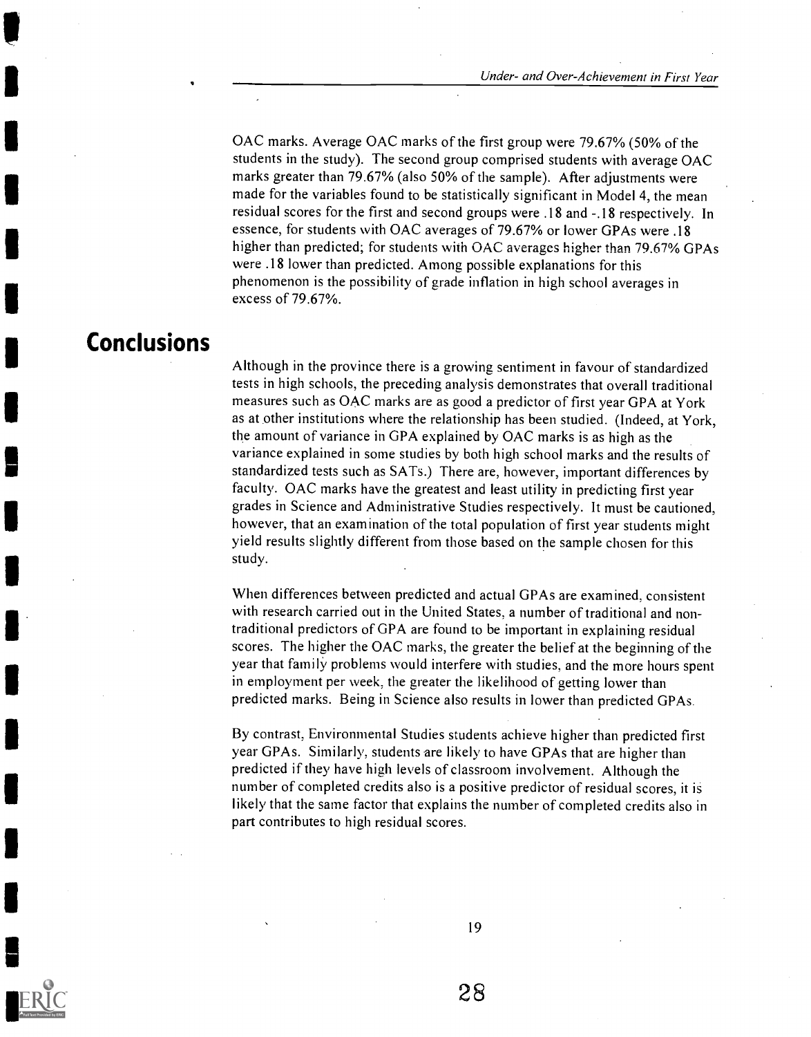OAC marks. Average OAC marks of the first group were 79.67% (50% of the students in the study). The second group comprised students with average OAC marks greater than 79.67% (also 50% of the sample). After adjustments were made for the variables found to be statistically significant in Model 4, the mean residual scores for the first and second groups were .18 and -.18 respectively. In essence, for students with OAC averages of 79.67% or lower GPAs were .18 higher than predicted; for students with OAC averages higher than 79.67% GPAs were .18 lower than predicted. Among possible explanations for this phenomenon is the possibility of grade inflation in high school averages in excess of 79.67%.

## Conclusions

Although in the province there is a growing sentiment in favour of standardized tests in high schools, the preceding analysis demonstrates that overall traditional measures such as OAC marks are as good a predictor of first year GPA at York as at other institutions where the relationship has been studied. (Indeed, at York, the amount of variance in GPA explained by OAC marks is as high as the variance explained in some studies by both high school marks and the results of standardized tests such as SATs.) There are, however, important differences by faculty. OAC marks have the greatest and least utility in predicting first year grades in Science and Administrative Studies respectively. It must be cautioned, however, that an examination of the total population of first year students might yield results slightly different from those based on the sample chosen for this study.

When differences between predicted and actual GPAs are examined, consistent with research carried out in the United States, a number of traditional and non-traditional predictors of GPA are found to be important in explaining residual scores. The higher the OAC marks, the greater the belief at the beginning of the year that family problems would interfere with studies, and the more hours spent in employment per week, the greater the likelihood of getting lower than predicted marks. Being in Science also results in lower than predicted GPAs.

By contrast, Environmental Studies students achieve higher than predicted first year GPAs. Similarly, students are likely to have GPAs that are higher than predicted if they have high levels of classroom involvement. Although the number of completed credits also is a positive predictor of residual scores, it is likely that the same factor that explains the number of completed credits also in part contributes to high residual scores.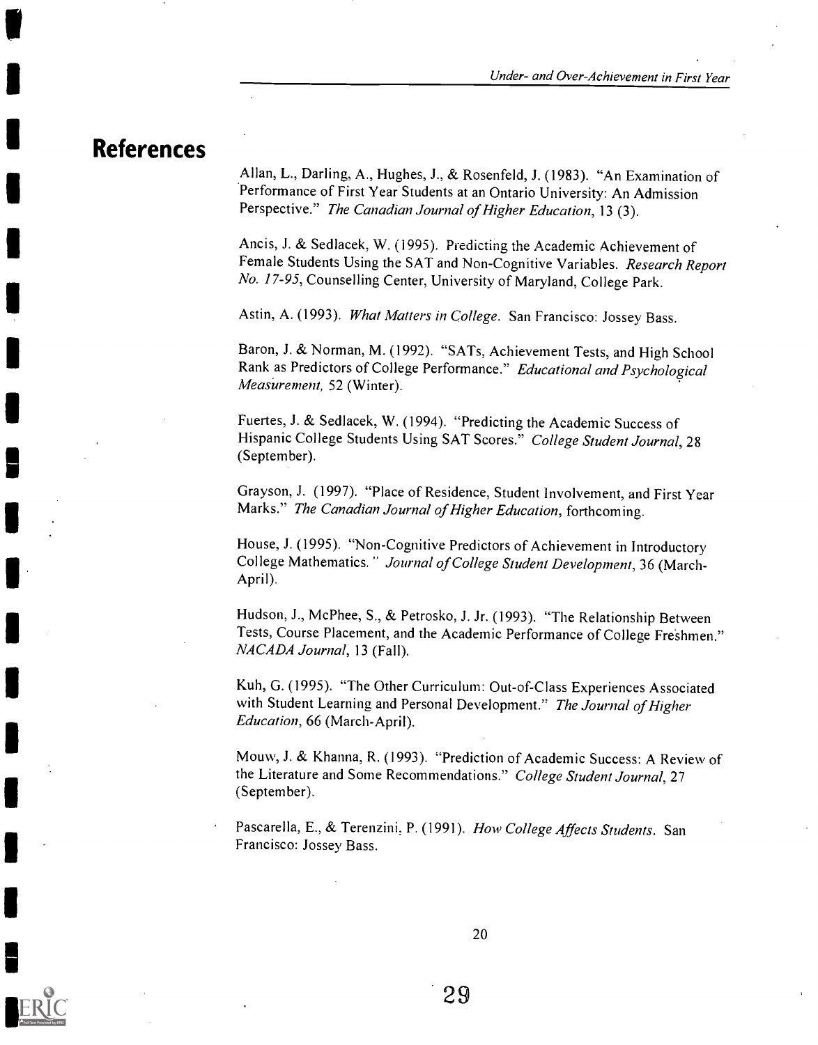# References

Allan, L., Darling, A., Hughes, J., & Rosenfeld, J. (1983). "An Examination of Performance of First Year Students at an Ontario University: An Admission Perspective." *The Canadian Journal of Higher Education*, 13 (3).

Ancis, J. & Sedlacek, W. (1995). Predicting the Academic Achievement of Female Students Using the SAT and Non-Cognitive Variables. *Research Report No. 17-95*, Counselling Center, University of Maryland, College Park.

Astin, A. (1993). *What Matters in College*. San Francisco: Jossey Bass.

Baron, J. & Norman, M. (1992). "SATs, Achievement Tests, and High School Rank as Predictors of College Performance." *Educational and Psychological Measurement*, 52 (Winter).

Fuertes, J. & Sedlacek, W. (1994). "Predicting the Academic Success of Hispanic College Students Using SAT Scores." *College Student Journal*, 28 (September).

Grayson, J. (1997). "Place of Residence, Student Involvement, and First Year Marks." *The Canadian Journal of Higher Education*, forthcoming.

House, J. (1995). "Non-Cognitive Predictors of Achievement in Introductory College Mathematics." *Journal of College Student Development*, 36 (March-April).

Hudson, J., McPhee, S., & Petrosko, J. Jr. (1993). "The Relationship Between Tests, Course Placement, and the Academic Performance of College Freshmen." *NACADA Journal*, 13 (Fall).

Kuh, G. (1995). "The Other Curriculum: Out-of-Class Experiences Associated with Student Learning and Personal Development." *The Journal of Higher Education*, 66 (March-April).

Mouw, J. & Khanna, R. (1993). "Prediction of Academic Success: A Review of the Literature and Some Recommendations." *College Student Journal*, 27 (September).

Pascarella, E., & Terenzini, P. (1991). *How College Affects Students*. San Francisco: Jossey Bass.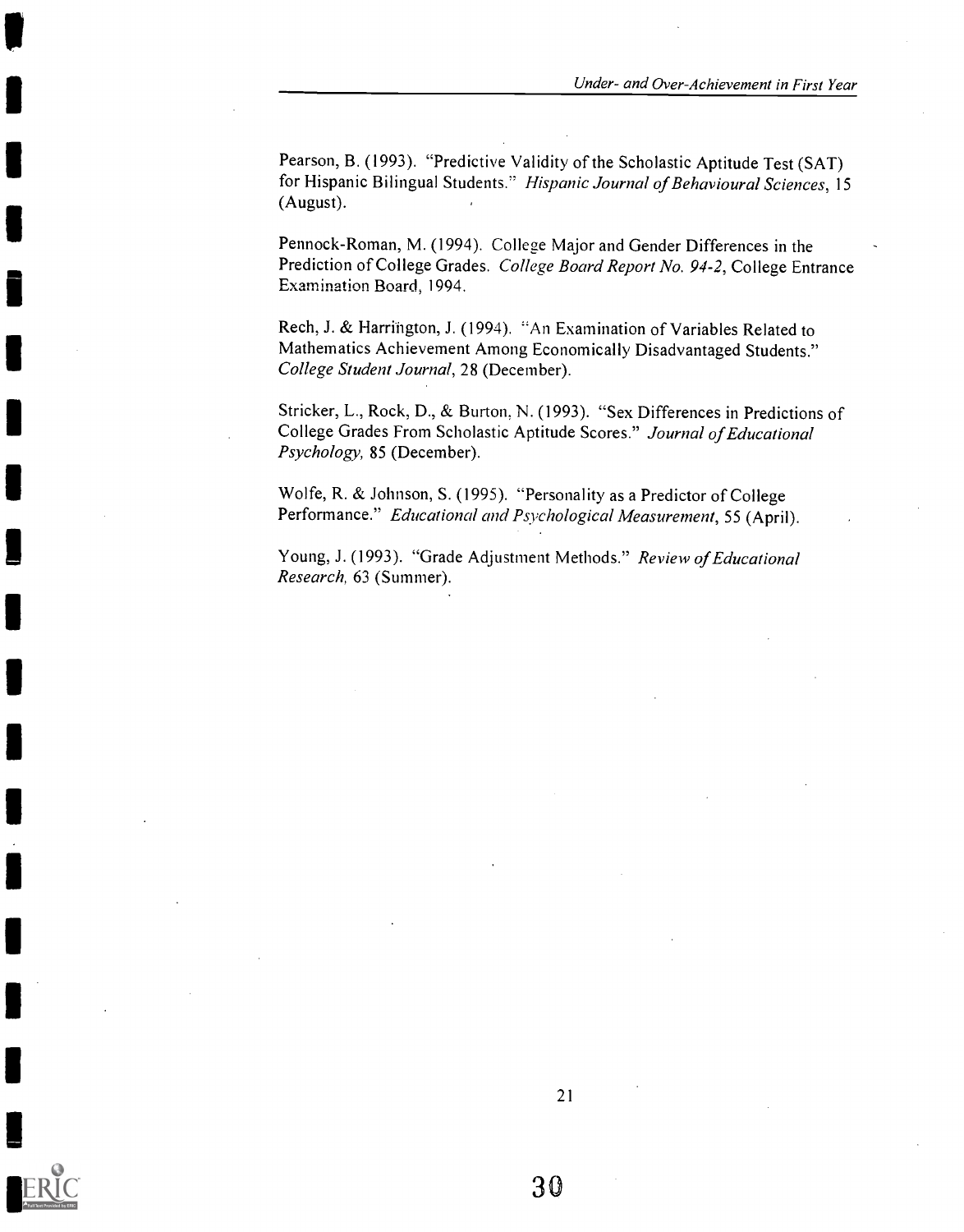Pearson, B. (1993). "Predictive Validity of the Scholastic Aptitude Test (SAT) for Hispanic Bilingual Students." *Hispanic Journal of Behavioural Sciences*, 15 (August).

Pennock-Roman, M. (1994). College Major and Gender Differences in the Prediction of College Grades. *College Board Report No. 94-2*, College Entrance Examination Board, 1994.

Rech, J. & Harrington, J. (1994). "An Examination of Variables Related to Mathematics Achievement Among Economically Disadvantaged Students." *College Student Journal*, 28 (December).

Stricker, L., Rock, D., & Burton, N. (1993). "Sex Differences in Predictions of College Grades From Scholastic Aptitude Scores." *Journal of Educational Psychology*, 85 (December).

Wolfe, R. & Johnson, S. (1995). "Personality as a Predictor of College Performance." *Educational and Psychological Measurement*, 55 (April).

Young, J. (1993). "Grade Adjustment Methods." *Review of Educational Research*, 63 (Summer).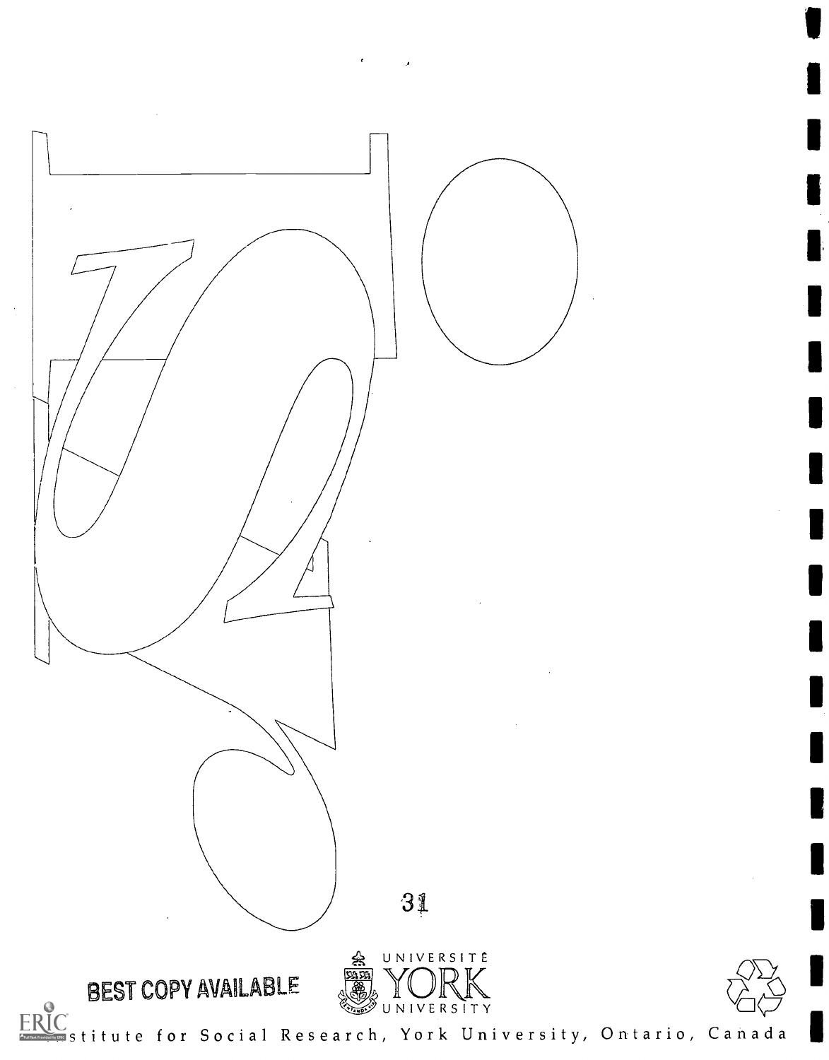BEST COPY AVAILABLE

UNIVERSITÉ YORK UNIVERSITY

Institute for Social Research, York University, Ontario, Canada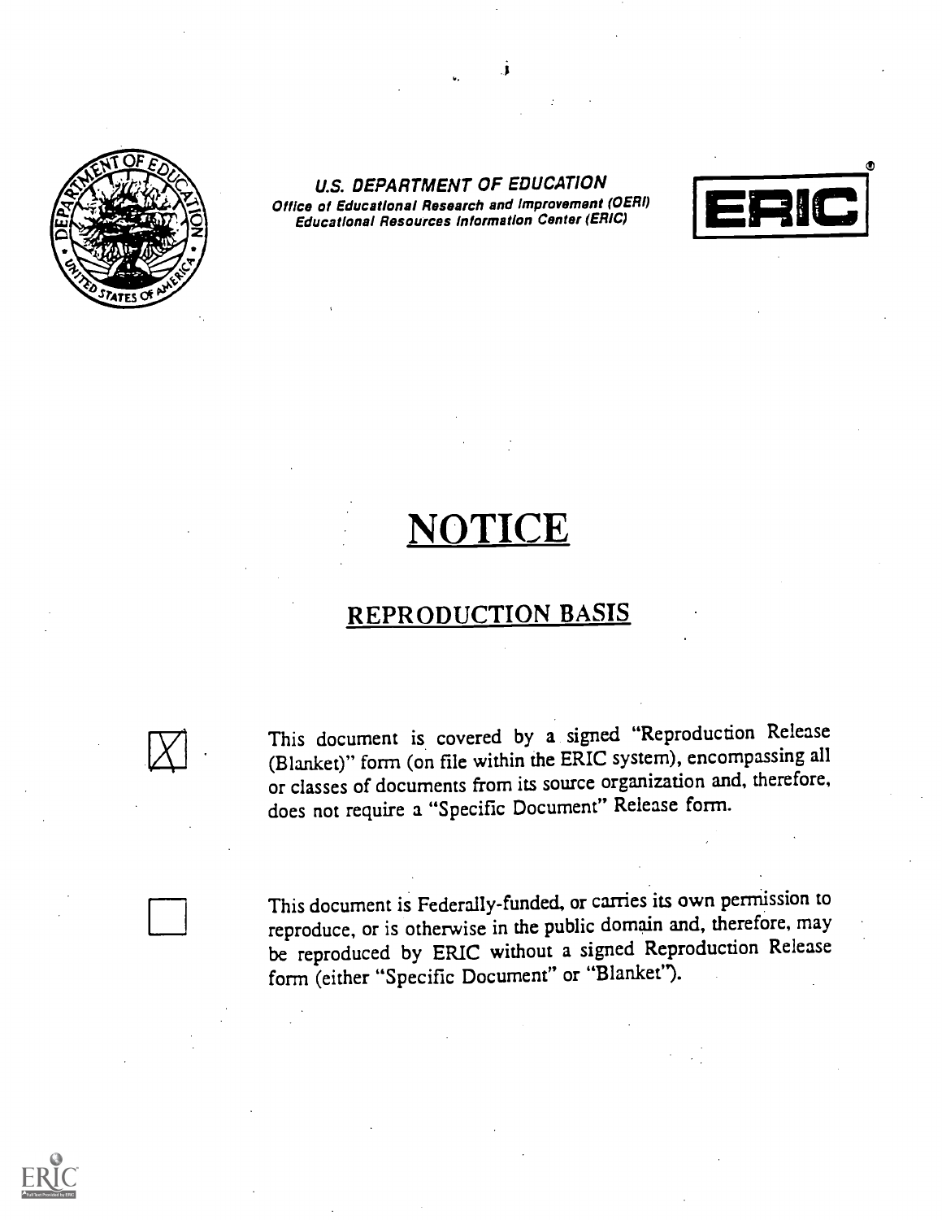U.S. DEPARTMENT OF EDUCATION
Office of Educational Research and Improvement (OERI)
Educational Resources Information Center (ERIC)

# NOTICE

## REPRODUCTION BASIS

- [X] This document is covered by a signed "Reproduction Release (Blanket)" form (on file within the ERIC system), encompassing all or classes of documents from its source organization and, therefore, does not require a "Specific Document" Release form.

- [ ] This document is Federally-funded, or carries its own permission to reproduce, or is otherwise in the public domain and, therefore, may be reproduced by ERIC without a signed Reproduction Release form (either "Specific Document" or "Blanket").